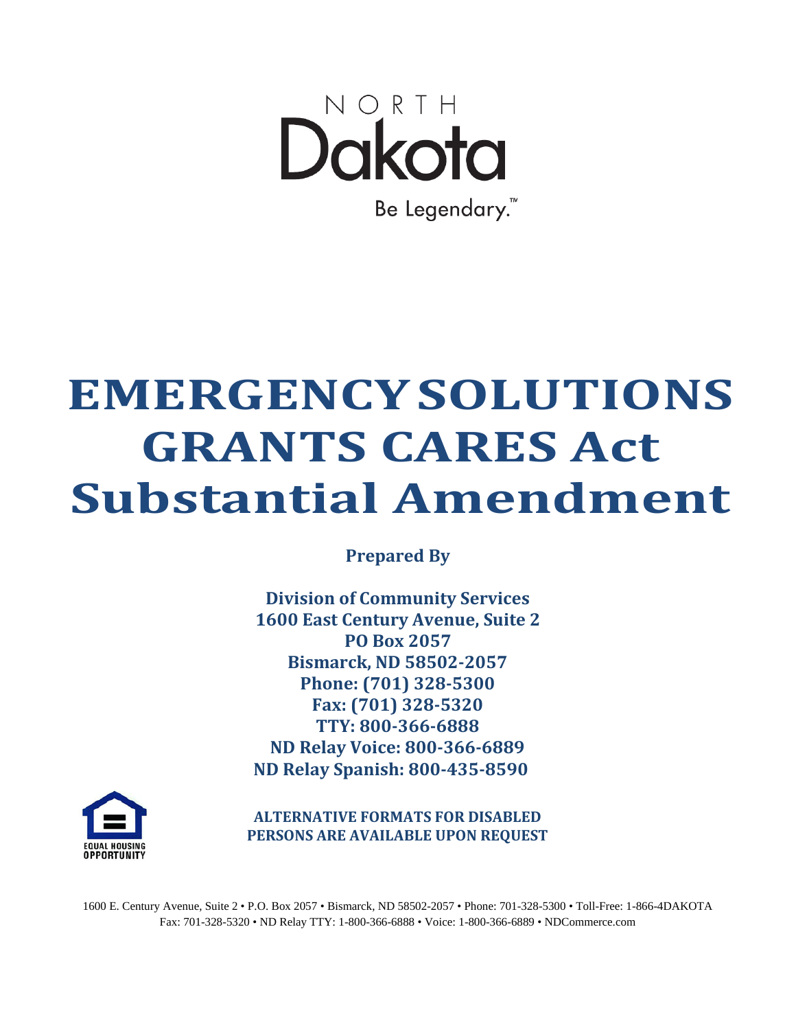NORTH

Dakota

Be Legendary.™

# EMERGENCY SOLUTIONS GRANTS CARES Act Substantial Amendment

**Prepared By**

**Division of Community Services**
**1600 East Century Avenue, Suite 2**
**PO Box 2057**
**Bismarck, ND 58502-2057**
**Phone: (701) 328-5300**
**Fax: (701) 328-5320**
**TTY: 800-366-6888**
**ND Relay Voice: 800-366-6889**
**ND Relay Spanish: 800-435-8590**

EQUAL HOUSING OPPORTUNITY

**ALTERNATIVE FORMATS FOR DISABLED PERSONS ARE AVAILABLE UPON REQUEST**

1600 E. Century Avenue, Suite 2 • P.O. Box 2057 • Bismarck, ND 58502-2057 • Phone: 701-328-5300 • Toll-Free: 1-866-4DAKOTA
Fax: 701-328-5320 • ND Relay TTY: 1-800-366-6888 • Voice: 1-800-366-6889 • NDCommerce.com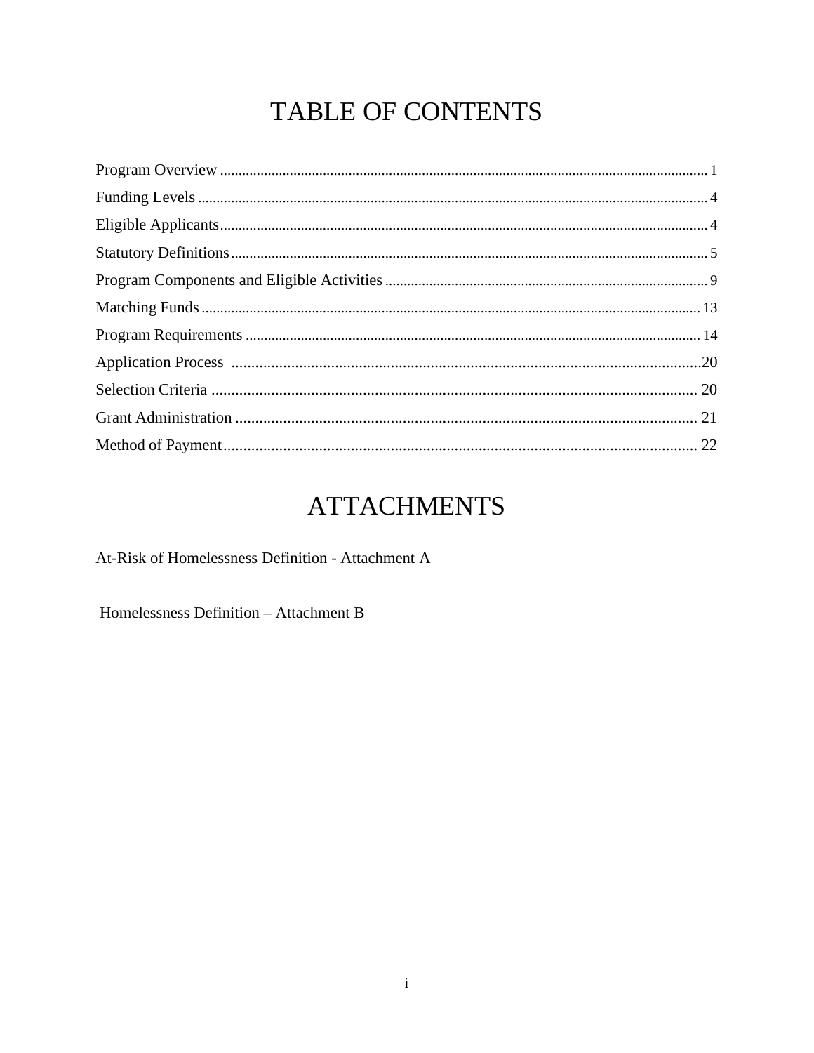# TABLE OF CONTENTS

| Section | Page |
|---|---|
| Program Overview | 1 |
| Funding Levels | 4 |
| Eligible Applicants | 4 |
| Statutory Definitions | 5 |
| Program Components and Eligible Activities | 9 |
| Matching Funds | 13 |
| Program Requirements | 14 |
| Application Process | 20 |
| Selection Criteria | 20 |
| Grant Administration | 21 |
| Method of Payment | 22 |

# ATTACHMENTS

At-Risk of Homelessness Definition - Attachment A

Homelessness Definition – Attachment B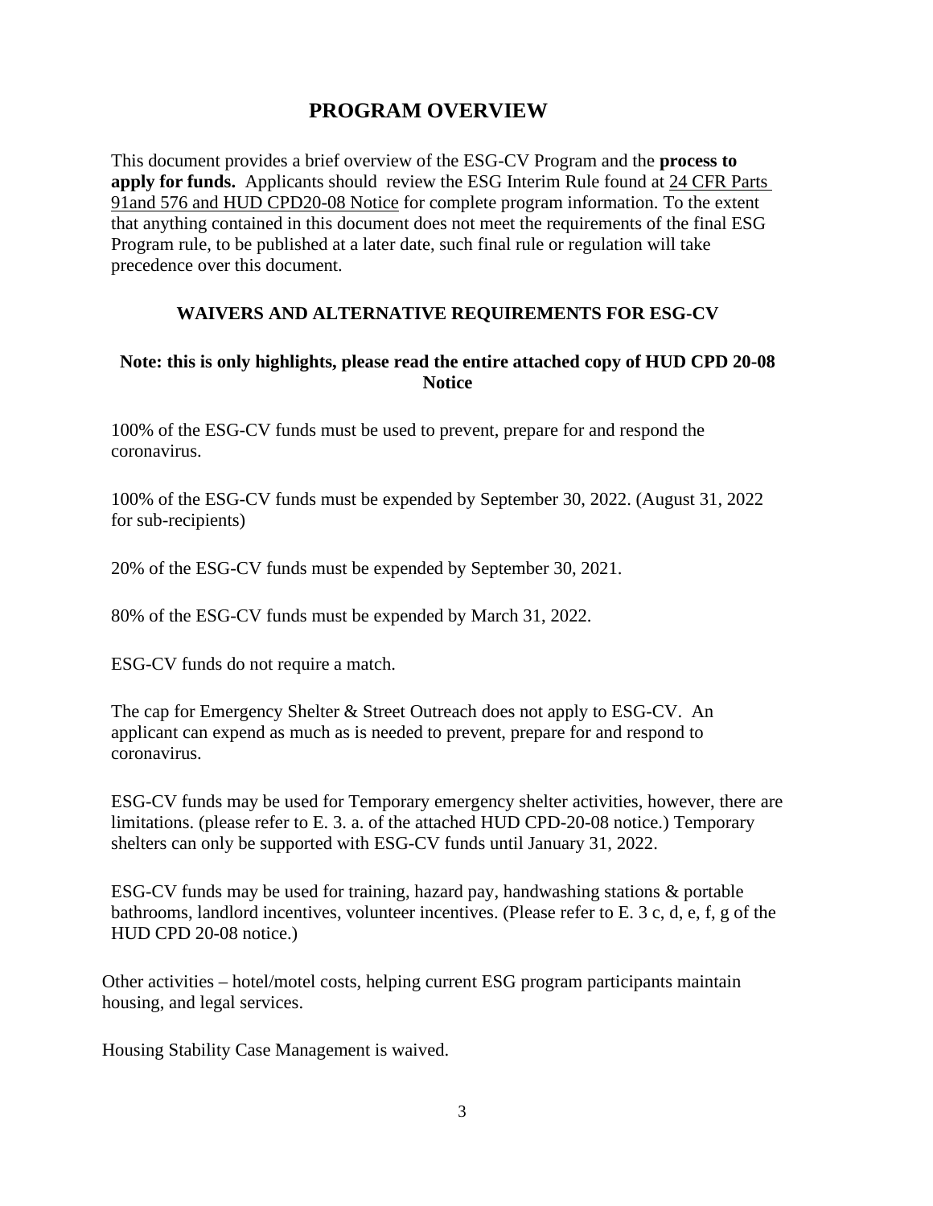# PROGRAM OVERVIEW

This document provides a brief overview of the ESG-CV Program and the **process to apply for funds.** Applicants should review the ESG Interim Rule found at 24 CFR Parts 91and 576 and HUD CPD20-08 Notice for complete program information. To the extent that anything contained in this document does not meet the requirements of the final ESG Program rule, to be published at a later date, such final rule or regulation will take precedence over this document.

## WAIVERS AND ALTERNATIVE REQUIREMENTS FOR ESG-CV

**Note: this is only highlights, please read the entire attached copy of HUD CPD 20-08 Notice**

100% of the ESG-CV funds must be used to prevent, prepare for and respond the coronavirus.

100% of the ESG-CV funds must be expended by September 30, 2022. (August 31, 2022 for sub-recipients)

20% of the ESG-CV funds must be expended by September 30, 2021.

80% of the ESG-CV funds must be expended by March 31, 2022.

ESG-CV funds do not require a match.

The cap for Emergency Shelter & Street Outreach does not apply to ESG-CV. An applicant can expend as much as is needed to prevent, prepare for and respond to coronavirus.

ESG-CV funds may be used for Temporary emergency shelter activities, however, there are limitations. (please refer to E. 3. a. of the attached HUD CPD-20-08 notice.) Temporary shelters can only be supported with ESG-CV funds until January 31, 2022.

ESG-CV funds may be used for training, hazard pay, handwashing stations & portable bathrooms, landlord incentives, volunteer incentives. (Please refer to E. 3 c, d, e, f, g of the HUD CPD 20-08 notice.)

Other activities – hotel/motel costs, helping current ESG program participants maintain housing, and legal services.

Housing Stability Case Management is waived.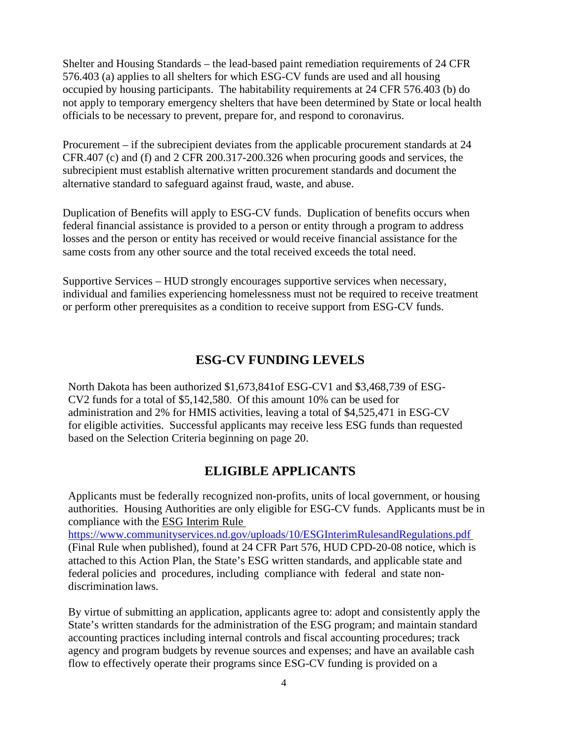Shelter and Housing Standards – the lead-based paint remediation requirements of 24 CFR 576.403 (a) applies to all shelters for which ESG-CV funds are used and all housing occupied by housing participants. The habitability requirements at 24 CFR 576.403 (b) do not apply to temporary emergency shelters that have been determined by State or local health officials to be necessary to prevent, prepare for, and respond to coronavirus.

Procurement – if the subrecipient deviates from the applicable procurement standards at 24 CFR.407 (c) and (f) and 2 CFR 200.317-200.326 when procuring goods and services, the subrecipient must establish alternative written procurement standards and document the alternative standard to safeguard against fraud, waste, and abuse.

Duplication of Benefits will apply to ESG-CV funds. Duplication of benefits occurs when federal financial assistance is provided to a person or entity through a program to address losses and the person or entity has received or would receive financial assistance for the same costs from any other source and the total received exceeds the total need.

Supportive Services – HUD strongly encourages supportive services when necessary, individual and families experiencing homelessness must not be required to receive treatment or perform other prerequisites as a condition to receive support from ESG-CV funds.

## ESG-CV FUNDING LEVELS

North Dakota has been authorized $1,673,841of ESG-CV1 and $3,468,739 of ESG-CV2 funds for a total of $5,142,580. Of this amount 10% can be used for administration and 2% for HMIS activities, leaving a total of $4,525,471 in ESG-CV for eligible activities. Successful applicants may receive less ESG funds than requested based on the Selection Criteria beginning on page 20.

## ELIGIBLE APPLICANTS

Applicants must be federally recognized non-profits, units of local government, or housing authorities. Housing Authorities are only eligible for ESG-CV funds. Applicants must be in compliance with the ESG Interim Rule https://www.communityservices.nd.gov/uploads/10/ESGInterimRulesandRegulations.pdf (Final Rule when published), found at 24 CFR Part 576, HUD CPD-20-08 notice, which is attached to this Action Plan, the State's ESG written standards, and applicable state and federal policies and procedures, including compliance with federal and state non-discrimination laws.

By virtue of submitting an application, applicants agree to: adopt and consistently apply the State's written standards for the administration of the ESG program; and maintain standard accounting practices including internal controls and fiscal accounting procedures; track agency and program budgets by revenue sources and expenses; and have an available cash flow to effectively operate their programs since ESG-CV funding is provided on a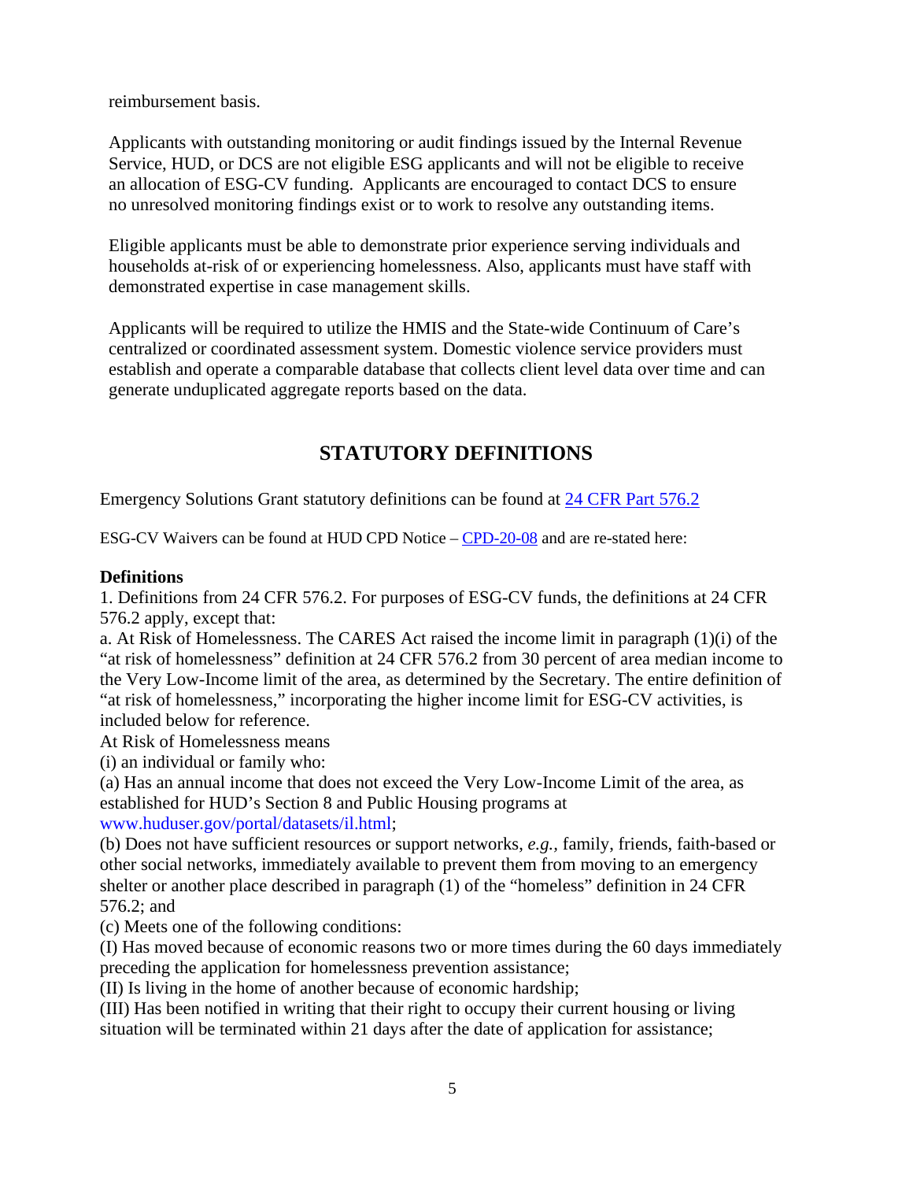reimbursement basis.

Applicants with outstanding monitoring or audit findings issued by the Internal Revenue Service, HUD, or DCS are not eligible ESG applicants and will not be eligible to receive an allocation of ESG-CV funding. Applicants are encouraged to contact DCS to ensure no unresolved monitoring findings exist or to work to resolve any outstanding items.

Eligible applicants must be able to demonstrate prior experience serving individuals and households at-risk of or experiencing homelessness. Also, applicants must have staff with demonstrated expertise in case management skills.

Applicants will be required to utilize the HMIS and the State-wide Continuum of Care's centralized or coordinated assessment system. Domestic violence service providers must establish and operate a comparable database that collects client level data over time and can generate unduplicated aggregate reports based on the data.

## STATUTORY DEFINITIONS

Emergency Solutions Grant statutory definitions can be found at [24 CFR Part 576.2]

ESG-CV Waivers can be found at HUD CPD Notice – [CPD-20-08] and are re-stated here:

**Definitions**

1. Definitions from 24 CFR 576.2. For purposes of ESG-CV funds, the definitions at 24 CFR 576.2 apply, except that:

a. At Risk of Homelessness. The CARES Act raised the income limit in paragraph (1)(i) of the "at risk of homelessness" definition at 24 CFR 576.2 from 30 percent of area median income to the Very Low-Income limit of the area, as determined by the Secretary. The entire definition of "at risk of homelessness," incorporating the higher income limit for ESG-CV activities, is included below for reference.

At Risk of Homelessness means

(i) an individual or family who:

(a) Has an annual income that does not exceed the Very Low-Income Limit of the area, as established for HUD's Section 8 and Public Housing programs at www.huduser.gov/portal/datasets/il.html;

(b) Does not have sufficient resources or support networks, *e.g.*, family, friends, faith-based or other social networks, immediately available to prevent them from moving to an emergency shelter or another place described in paragraph (1) of the "homeless" definition in 24 CFR 576.2; and

(c) Meets one of the following conditions:

(I) Has moved because of economic reasons two or more times during the 60 days immediately preceding the application for homelessness prevention assistance;

(II) Is living in the home of another because of economic hardship;

(III) Has been notified in writing that their right to occupy their current housing or living situation will be terminated within 21 days after the date of application for assistance;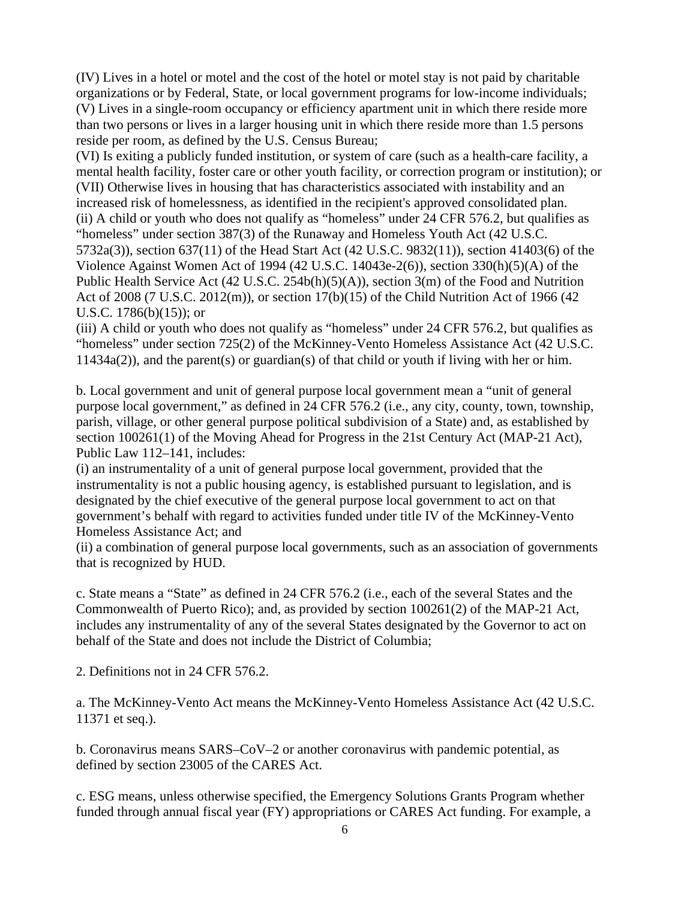(IV) Lives in a hotel or motel and the cost of the hotel or motel stay is not paid by charitable organizations or by Federal, State, or local government programs for low-income individuals;
(V) Lives in a single-room occupancy or efficiency apartment unit in which there reside more than two persons or lives in a larger housing unit in which there reside more than 1.5 persons reside per room, as defined by the U.S. Census Bureau;
(VI) Is exiting a publicly funded institution, or system of care (such as a health-care facility, a mental health facility, foster care or other youth facility, or correction program or institution); or
(VII) Otherwise lives in housing that has characteristics associated with instability and an increased risk of homelessness, as identified in the recipient's approved consolidated plan.
(ii) A child or youth who does not qualify as "homeless" under 24 CFR 576.2, but qualifies as "homeless" under section 387(3) of the Runaway and Homeless Youth Act (42 U.S.C. 5732a(3)), section 637(11) of the Head Start Act (42 U.S.C. 9832(11)), section 41403(6) of the Violence Against Women Act of 1994 (42 U.S.C. 14043e-2(6)), section 330(h)(5)(A) of the Public Health Service Act (42 U.S.C. 254b(h)(5)(A)), section 3(m) of the Food and Nutrition Act of 2008 (7 U.S.C. 2012(m)), or section 17(b)(15) of the Child Nutrition Act of 1966 (42 U.S.C. 1786(b)(15)); or
(iii) A child or youth who does not qualify as "homeless" under 24 CFR 576.2, but qualifies as "homeless" under section 725(2) of the McKinney-Vento Homeless Assistance Act (42 U.S.C. 11434a(2)), and the parent(s) or guardian(s) of that child or youth if living with her or him.

b. Local government and unit of general purpose local government mean a "unit of general purpose local government," as defined in 24 CFR 576.2 (i.e., any city, county, town, township, parish, village, or other general purpose political subdivision of a State) and, as established by section 100261(1) of the Moving Ahead for Progress in the 21st Century Act (MAP-21 Act), Public Law 112–141, includes:
(i) an instrumentality of a unit of general purpose local government, provided that the instrumentality is not a public housing agency, is established pursuant to legislation, and is designated by the chief executive of the general purpose local government to act on that government's behalf with regard to activities funded under title IV of the McKinney-Vento Homeless Assistance Act; and
(ii) a combination of general purpose local governments, such as an association of governments that is recognized by HUD.

c. State means a "State" as defined in 24 CFR 576.2 (i.e., each of the several States and the Commonwealth of Puerto Rico); and, as provided by section 100261(2) of the MAP-21 Act, includes any instrumentality of any of the several States designated by the Governor to act on behalf of the State and does not include the District of Columbia;

2. Definitions not in 24 CFR 576.2.

a. The McKinney-Vento Act means the McKinney-Vento Homeless Assistance Act (42 U.S.C. 11371 et seq.).

b. Coronavirus means SARS–CoV–2 or another coronavirus with pandemic potential, as defined by section 23005 of the CARES Act.

c. ESG means, unless otherwise specified, the Emergency Solutions Grants Program whether funded through annual fiscal year (FY) appropriations or CARES Act funding. For example, a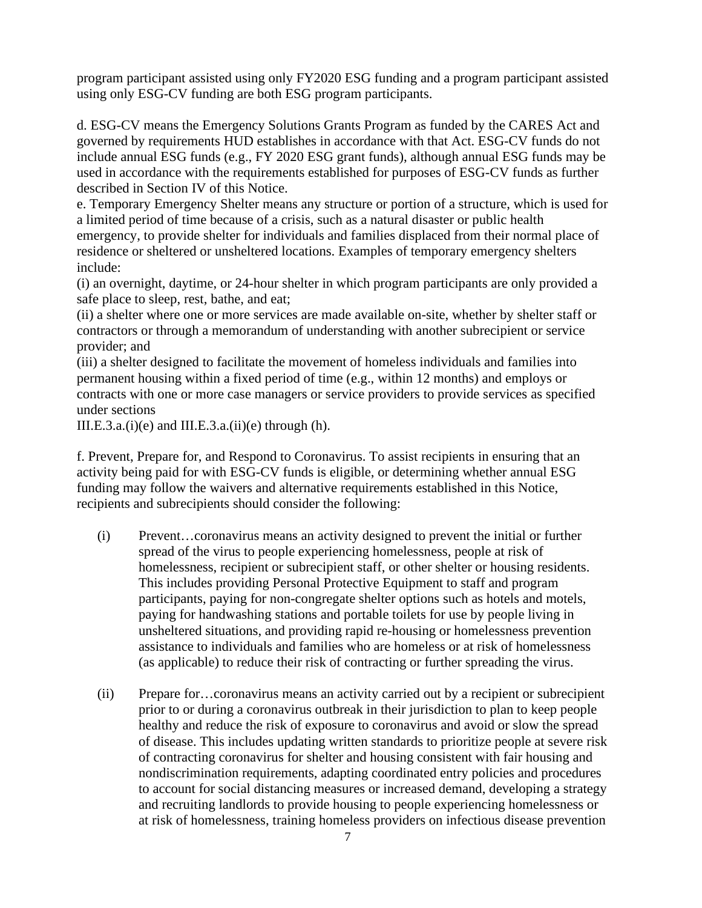program participant assisted using only FY2020 ESG funding and a program participant assisted using only ESG-CV funding are both ESG program participants.

d. ESG-CV means the Emergency Solutions Grants Program as funded by the CARES Act and governed by requirements HUD establishes in accordance with that Act. ESG-CV funds do not include annual ESG funds (e.g., FY 2020 ESG grant funds), although annual ESG funds may be used in accordance with the requirements established for purposes of ESG-CV funds as further described in Section IV of this Notice.

e. Temporary Emergency Shelter means any structure or portion of a structure, which is used for a limited period of time because of a crisis, such as a natural disaster or public health emergency, to provide shelter for individuals and families displaced from their normal place of residence or sheltered or unsheltered locations. Examples of temporary emergency shelters include:

(i) an overnight, daytime, or 24-hour shelter in which program participants are only provided a safe place to sleep, rest, bathe, and eat;

(ii) a shelter where one or more services are made available on-site, whether by shelter staff or contractors or through a memorandum of understanding with another subrecipient or service provider; and

(iii) a shelter designed to facilitate the movement of homeless individuals and families into permanent housing within a fixed period of time (e.g., within 12 months) and employs or contracts with one or more case managers or service providers to provide services as specified under sections III.E.3.a.(i)(e) and III.E.3.a.(ii)(e) through (h).

f. Prevent, Prepare for, and Respond to Coronavirus. To assist recipients in ensuring that an activity being paid for with ESG-CV funds is eligible, or determining whether annual ESG funding may follow the waivers and alternative requirements established in this Notice, recipients and subrecipients should consider the following:

(i) Prevent…coronavirus means an activity designed to prevent the initial or further spread of the virus to people experiencing homelessness, people at risk of homelessness, recipient or subrecipient staff, or other shelter or housing residents. This includes providing Personal Protective Equipment to staff and program participants, paying for non-congregate shelter options such as hotels and motels, paying for handwashing stations and portable toilets for use by people living in unsheltered situations, and providing rapid re-housing or homelessness prevention assistance to individuals and families who are homeless or at risk of homelessness (as applicable) to reduce their risk of contracting or further spreading the virus.

(ii) Prepare for…coronavirus means an activity carried out by a recipient or subrecipient prior to or during a coronavirus outbreak in their jurisdiction to plan to keep people healthy and reduce the risk of exposure to coronavirus and avoid or slow the spread of disease. This includes updating written standards to prioritize people at severe risk of contracting coronavirus for shelter and housing consistent with fair housing and nondiscrimination requirements, adapting coordinated entry policies and procedures to account for social distancing measures or increased demand, developing a strategy and recruiting landlords to provide housing to people experiencing homelessness or at risk of homelessness, training homeless providers on infectious disease prevention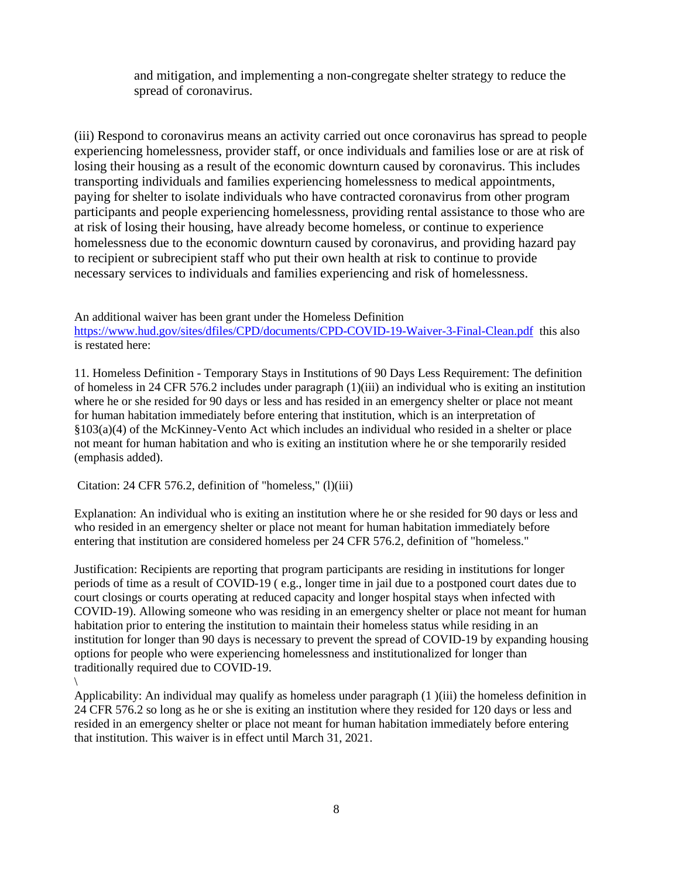and mitigation, and implementing a non-congregate shelter strategy to reduce the spread of coronavirus.

(iii) Respond to coronavirus means an activity carried out once coronavirus has spread to people experiencing homelessness, provider staff, or once individuals and families lose or are at risk of losing their housing as a result of the economic downturn caused by coronavirus. This includes transporting individuals and families experiencing homelessness to medical appointments, paying for shelter to isolate individuals who have contracted coronavirus from other program participants and people experiencing homelessness, providing rental assistance to those who are at risk of losing their housing, have already become homeless, or continue to experience homelessness due to the economic downturn caused by coronavirus, and providing hazard pay to recipient or subrecipient staff who put their own health at risk to continue to provide necessary services to individuals and families experiencing and risk of homelessness.

An additional waiver has been grant under the Homeless Definition https://www.hud.gov/sites/dfiles/CPD/documents/CPD-COVID-19-Waiver-3-Final-Clean.pdf this also is restated here:

11. Homeless Definition - Temporary Stays in Institutions of 90 Days Less Requirement: The definition of homeless in 24 CFR 576.2 includes under paragraph (1)(iii) an individual who is exiting an institution where he or she resided for 90 days or less and has resided in an emergency shelter or place not meant for human habitation immediately before entering that institution, which is an interpretation of §103(a)(4) of the McKinney-Vento Act which includes an individual who resided in a shelter or place not meant for human habitation and who is exiting an institution where he or she temporarily resided (emphasis added).

Citation: 24 CFR 576.2, definition of "homeless," (l)(iii)

Explanation: An individual who is exiting an institution where he or she resided for 90 days or less and who resided in an emergency shelter or place not meant for human habitation immediately before entering that institution are considered homeless per 24 CFR 576.2, definition of "homeless."

Justification: Recipients are reporting that program participants are residing in institutions for longer periods of time as a result of COVID-19 ( e.g., longer time in jail due to a postponed court dates due to court closings or courts operating at reduced capacity and longer hospital stays when infected with COVID-19). Allowing someone who was residing in an emergency shelter or place not meant for human habitation prior to entering the institution to maintain their homeless status while residing in an institution for longer than 90 days is necessary to prevent the spread of COVID-19 by expanding housing options for people who were experiencing homelessness and institutionalized for longer than traditionally required due to COVID-19.
\
Applicability: An individual may qualify as homeless under paragraph (1 )(iii) the homeless definition in 24 CFR 576.2 so long as he or she is exiting an institution where they resided for 120 days or less and resided in an emergency shelter or place not meant for human habitation immediately before entering that institution. This waiver is in effect until March 31, 2021.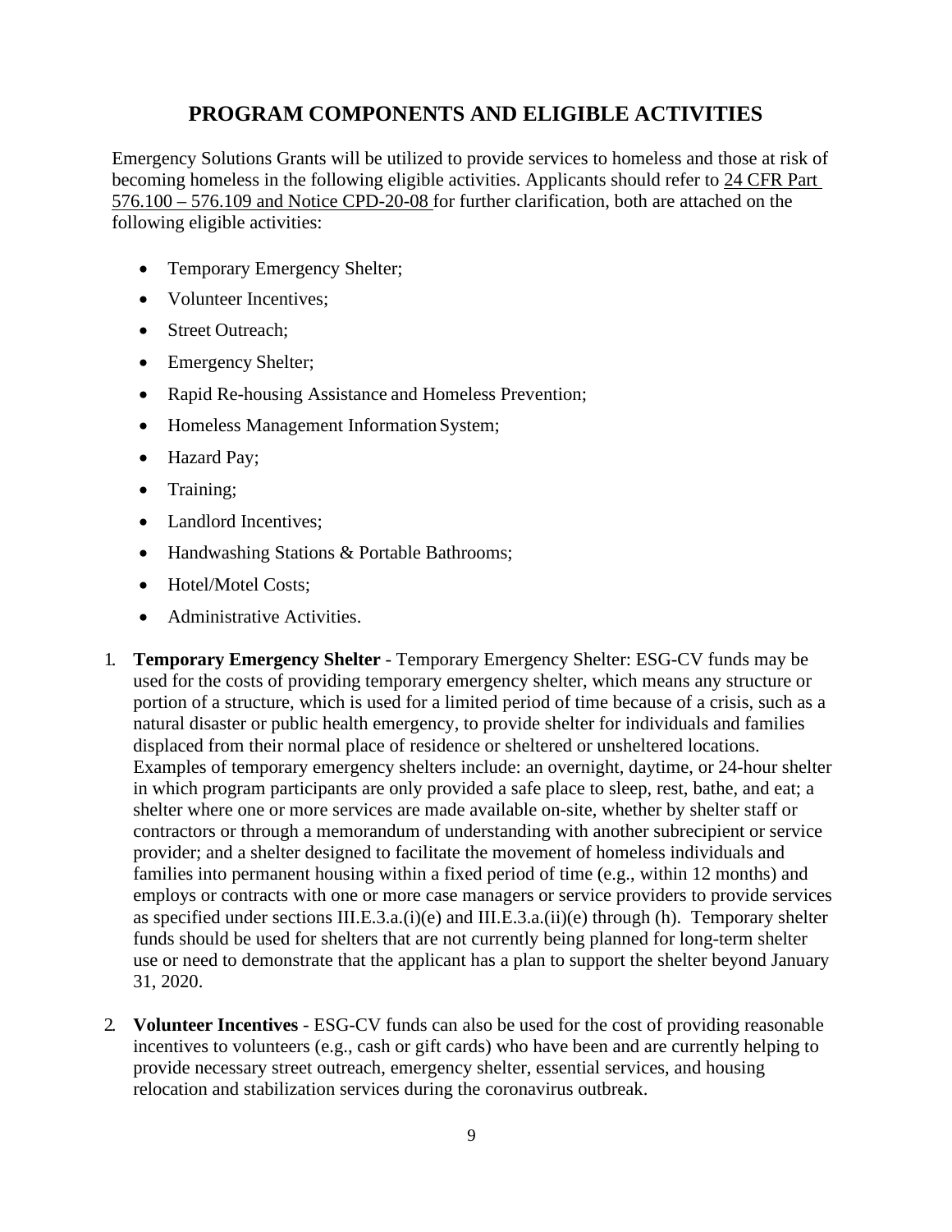# PROGRAM COMPONENTS AND ELIGIBLE ACTIVITIES

Emergency Solutions Grants will be utilized to provide services to homeless and those at risk of becoming homeless in the following eligible activities. Applicants should refer to 24 CFR Part 576.100 – 576.109 and Notice CPD-20-08 for further clarification, both are attached on the following eligible activities:

- Temporary Emergency Shelter;
- Volunteer Incentives;
- Street Outreach;
- Emergency Shelter;
- Rapid Re-housing Assistance and Homeless Prevention;
- Homeless Management Information System;
- Hazard Pay;
- Training;
- Landlord Incentives;
- Handwashing Stations & Portable Bathrooms;
- Hotel/Motel Costs;
- Administrative Activities.

1. **Temporary Emergency Shelter** - Temporary Emergency Shelter: ESG-CV funds may be used for the costs of providing temporary emergency shelter, which means any structure or portion of a structure, which is used for a limited period of time because of a crisis, such as a natural disaster or public health emergency, to provide shelter for individuals and families displaced from their normal place of residence or sheltered or unsheltered locations. Examples of temporary emergency shelters include: an overnight, daytime, or 24-hour shelter in which program participants are only provided a safe place to sleep, rest, bathe, and eat; a shelter where one or more services are made available on-site, whether by shelter staff or contractors or through a memorandum of understanding with another subrecipient or service provider; and a shelter designed to facilitate the movement of homeless individuals and families into permanent housing within a fixed period of time (e.g., within 12 months) and employs or contracts with one or more case managers or service providers to provide services as specified under sections III.E.3.a.(i)(e) and III.E.3.a.(ii)(e) through (h). Temporary shelter funds should be used for shelters that are not currently being planned for long-term shelter use or need to demonstrate that the applicant has a plan to support the shelter beyond January 31, 2020.

2. **Volunteer Incentives** - ESG-CV funds can also be used for the cost of providing reasonable incentives to volunteers (e.g., cash or gift cards) who have been and are currently helping to provide necessary street outreach, emergency shelter, essential services, and housing relocation and stabilization services during the coronavirus outbreak.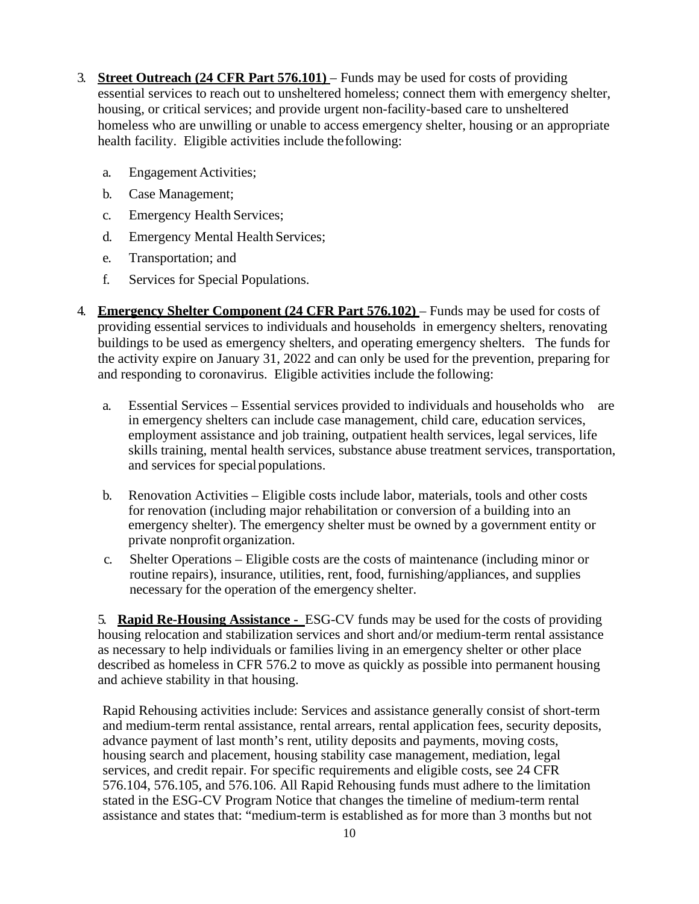3. **Street Outreach (24 CFR Part 576.101)** – Funds may be used for costs of providing essential services to reach out to unsheltered homeless; connect them with emergency shelter, housing, or critical services; and provide urgent non-facility-based care to unsheltered homeless who are unwilling or unable to access emergency shelter, housing or an appropriate health facility. Eligible activities include the following:

   a. Engagement Activities;

   b. Case Management;

   c. Emergency Health Services;

   d. Emergency Mental Health Services;

   e. Transportation; and

   f. Services for Special Populations.

4. **Emergency Shelter Component (24 CFR Part 576.102)** – Funds may be used for costs of providing essential services to individuals and households in emergency shelters, renovating buildings to be used as emergency shelters, and operating emergency shelters. The funds for the activity expire on January 31, 2022 and can only be used for the prevention, preparing for and responding to coronavirus. Eligible activities include the following:

   a. Essential Services – Essential services provided to individuals and households who are in emergency shelters can include case management, child care, education services, employment assistance and job training, outpatient health services, legal services, life skills training, mental health services, substance abuse treatment services, transportation, and services for special populations.

   b. Renovation Activities – Eligible costs include labor, materials, tools and other costs for renovation (including major rehabilitation or conversion of a building into an emergency shelter). The emergency shelter must be owned by a government entity or private nonprofit organization.

   c. Shelter Operations – Eligible costs are the costs of maintenance (including minor or routine repairs), insurance, utilities, rent, food, furnishing/appliances, and supplies necessary for the operation of the emergency shelter.

5. **Rapid Re-Housing Assistance -** ESG-CV funds may be used for the costs of providing housing relocation and stabilization services and short and/or medium-term rental assistance as necessary to help individuals or families living in an emergency shelter or other place described as homeless in CFR 576.2 to move as quickly as possible into permanent housing and achieve stability in that housing.

   Rapid Rehousing activities include: Services and assistance generally consist of short-term and medium-term rental assistance, rental arrears, rental application fees, security deposits, advance payment of last month's rent, utility deposits and payments, moving costs, housing search and placement, housing stability case management, mediation, legal services, and credit repair. For specific requirements and eligible costs, see 24 CFR 576.104, 576.105, and 576.106. All Rapid Rehousing funds must adhere to the limitation stated in the ESG-CV Program Notice that changes the timeline of medium-term rental assistance and states that: "medium-term is established as for more than 3 months but not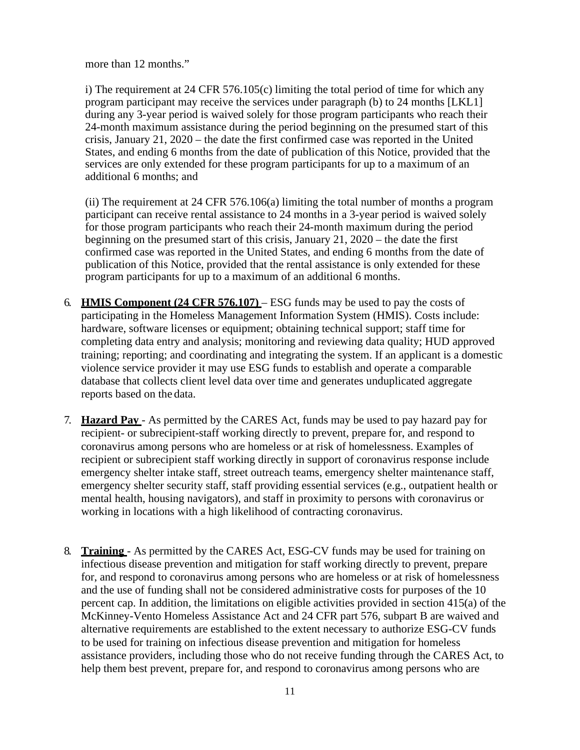more than 12 months."

i) The requirement at 24 CFR 576.105(c) limiting the total period of time for which any program participant may receive the services under paragraph (b) to 24 months [LKL1] during any 3-year period is waived solely for those program participants who reach their 24-month maximum assistance during the period beginning on the presumed start of this crisis, January 21, 2020 – the date the first confirmed case was reported in the United States, and ending 6 months from the date of publication of this Notice, provided that the services are only extended for these program participants for up to a maximum of an additional 6 months; and

(ii) The requirement at 24 CFR 576.106(a) limiting the total number of months a program participant can receive rental assistance to 24 months in a 3-year period is waived solely for those program participants who reach their 24-month maximum during the period beginning on the presumed start of this crisis, January 21, 2020 – the date the first confirmed case was reported in the United States, and ending 6 months from the date of publication of this Notice, provided that the rental assistance is only extended for these program participants for up to a maximum of an additional 6 months.

6. **HMIS Component (24 CFR 576.107)** – ESG funds may be used to pay the costs of participating in the Homeless Management Information System (HMIS). Costs include: hardware, software licenses or equipment; obtaining technical support; staff time for completing data entry and analysis; monitoring and reviewing data quality; HUD approved training; reporting; and coordinating and integrating the system. If an applicant is a domestic violence service provider it may use ESG funds to establish and operate a comparable database that collects client level data over time and generates unduplicated aggregate reports based on the data.

7. **Hazard Pay** - As permitted by the CARES Act, funds may be used to pay hazard pay for recipient- or subrecipient-staff working directly to prevent, prepare for, and respond to coronavirus among persons who are homeless or at risk of homelessness. Examples of recipient or subrecipient staff working directly in support of coronavirus response include emergency shelter intake staff, street outreach teams, emergency shelter maintenance staff, emergency shelter security staff, staff providing essential services (e.g., outpatient health or mental health, housing navigators), and staff in proximity to persons with coronavirus or working in locations with a high likelihood of contracting coronavirus.

8. **Training** - As permitted by the CARES Act, ESG-CV funds may be used for training on infectious disease prevention and mitigation for staff working directly to prevent, prepare for, and respond to coronavirus among persons who are homeless or at risk of homelessness and the use of funding shall not be considered administrative costs for purposes of the 10 percent cap. In addition, the limitations on eligible activities provided in section 415(a) of the McKinney-Vento Homeless Assistance Act and 24 CFR part 576, subpart B are waived and alternative requirements are established to the extent necessary to authorize ESG-CV funds to be used for training on infectious disease prevention and mitigation for homeless assistance providers, including those who do not receive funding through the CARES Act, to help them best prevent, prepare for, and respond to coronavirus among persons who are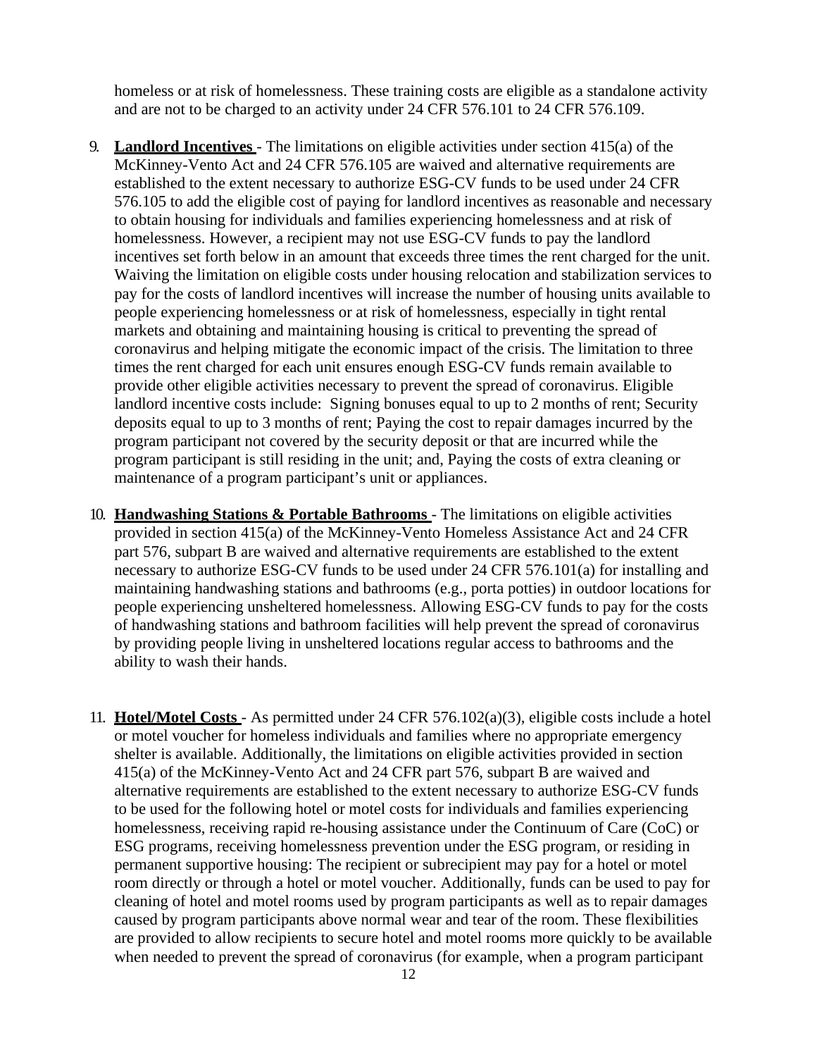homeless or at risk of homelessness. These training costs are eligible as a standalone activity and are not to be charged to an activity under 24 CFR 576.101 to 24 CFR 576.109.

9. **Landlord Incentives** - The limitations on eligible activities under section 415(a) of the McKinney-Vento Act and 24 CFR 576.105 are waived and alternative requirements are established to the extent necessary to authorize ESG-CV funds to be used under 24 CFR 576.105 to add the eligible cost of paying for landlord incentives as reasonable and necessary to obtain housing for individuals and families experiencing homelessness and at risk of homelessness. However, a recipient may not use ESG-CV funds to pay the landlord incentives set forth below in an amount that exceeds three times the rent charged for the unit. Waiving the limitation on eligible costs under housing relocation and stabilization services to pay for the costs of landlord incentives will increase the number of housing units available to people experiencing homelessness or at risk of homelessness, especially in tight rental markets and obtaining and maintaining housing is critical to preventing the spread of coronavirus and helping mitigate the economic impact of the crisis. The limitation to three times the rent charged for each unit ensures enough ESG-CV funds remain available to provide other eligible activities necessary to prevent the spread of coronavirus. Eligible landlord incentive costs include: Signing bonuses equal to up to 2 months of rent; Security deposits equal to up to 3 months of rent; Paying the cost to repair damages incurred by the program participant not covered by the security deposit or that are incurred while the program participant is still residing in the unit; and, Paying the costs of extra cleaning or maintenance of a program participant's unit or appliances.

10. **Handwashing Stations & Portable Bathrooms** - The limitations on eligible activities provided in section 415(a) of the McKinney-Vento Homeless Assistance Act and 24 CFR part 576, subpart B are waived and alternative requirements are established to the extent necessary to authorize ESG-CV funds to be used under 24 CFR 576.101(a) for installing and maintaining handwashing stations and bathrooms (e.g., porta potties) in outdoor locations for people experiencing unsheltered homelessness. Allowing ESG-CV funds to pay for the costs of handwashing stations and bathroom facilities will help prevent the spread of coronavirus by providing people living in unsheltered locations regular access to bathrooms and the ability to wash their hands.

11. **Hotel/Motel Costs** - As permitted under 24 CFR 576.102(a)(3), eligible costs include a hotel or motel voucher for homeless individuals and families where no appropriate emergency shelter is available. Additionally, the limitations on eligible activities provided in section 415(a) of the McKinney-Vento Act and 24 CFR part 576, subpart B are waived and alternative requirements are established to the extent necessary to authorize ESG-CV funds to be used for the following hotel or motel costs for individuals and families experiencing homelessness, receiving rapid re-housing assistance under the Continuum of Care (CoC) or ESG programs, receiving homelessness prevention under the ESG program, or residing in permanent supportive housing: The recipient or subrecipient may pay for a hotel or motel room directly or through a hotel or motel voucher. Additionally, funds can be used to pay for cleaning of hotel and motel rooms used by program participants as well as to repair damages caused by program participants above normal wear and tear of the room. These flexibilities are provided to allow recipients to secure hotel and motel rooms more quickly to be available when needed to prevent the spread of coronavirus (for example, when a program participant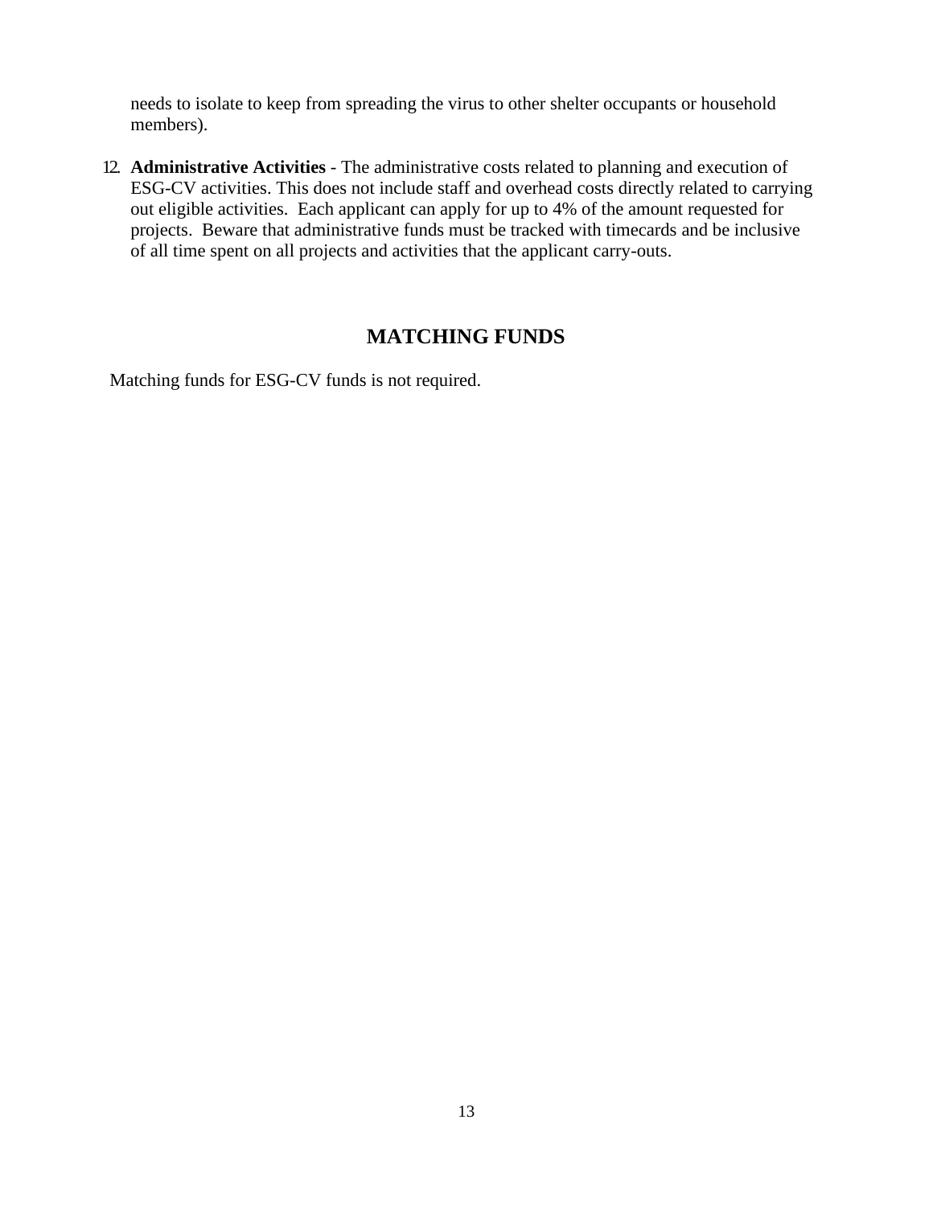needs to isolate to keep from spreading the virus to other shelter occupants or household members).

12. **Administrative Activities** - The administrative costs related to planning and execution of ESG-CV activities. This does not include staff and overhead costs directly related to carrying out eligible activities. Each applicant can apply for up to 4% of the amount requested for projects. Beware that administrative funds must be tracked with timecards and be inclusive of all time spent on all projects and activities that the applicant carry-outs.

## MATCHING FUNDS

Matching funds for ESG-CV funds is not required.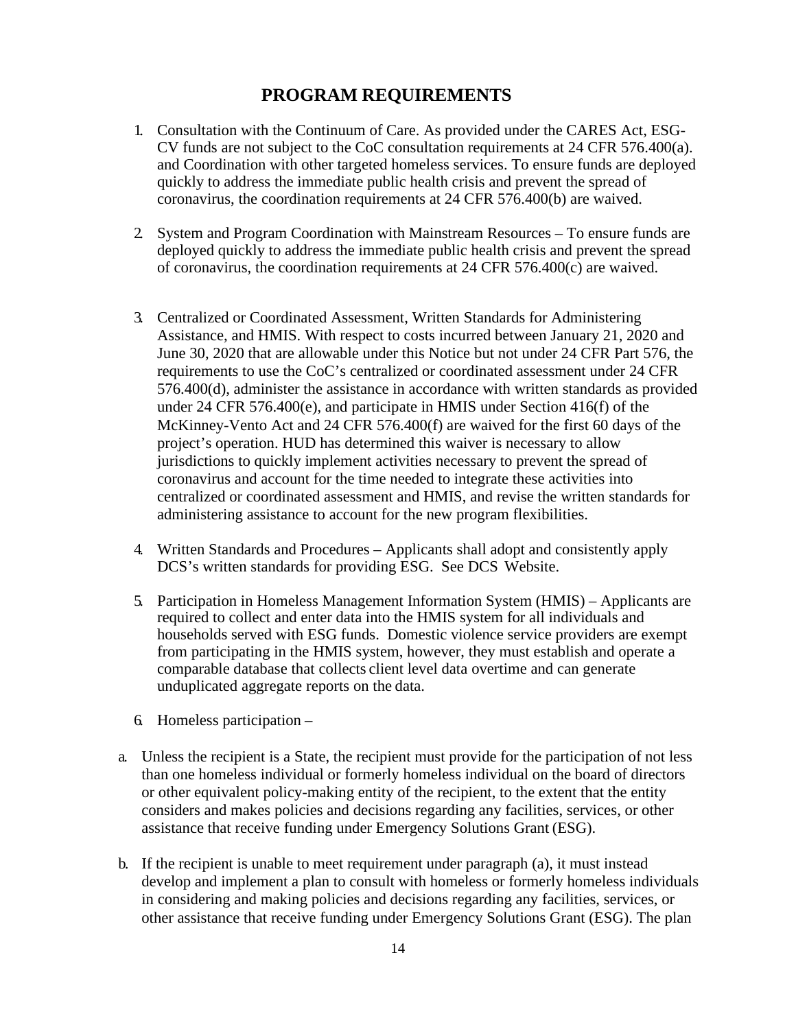# PROGRAM REQUIREMENTS

1. Consultation with the Continuum of Care. As provided under the CARES Act, ESG-CV funds are not subject to the CoC consultation requirements at 24 CFR 576.400(a). and Coordination with other targeted homeless services. To ensure funds are deployed quickly to address the immediate public health crisis and prevent the spread of coronavirus, the coordination requirements at 24 CFR 576.400(b) are waived.

2. System and Program Coordination with Mainstream Resources – To ensure funds are deployed quickly to address the immediate public health crisis and prevent the spread of coronavirus, the coordination requirements at 24 CFR 576.400(c) are waived.

3. Centralized or Coordinated Assessment, Written Standards for Administering Assistance, and HMIS. With respect to costs incurred between January 21, 2020 and June 30, 2020 that are allowable under this Notice but not under 24 CFR Part 576, the requirements to use the CoC's centralized or coordinated assessment under 24 CFR 576.400(d), administer the assistance in accordance with written standards as provided under 24 CFR 576.400(e), and participate in HMIS under Section 416(f) of the McKinney-Vento Act and 24 CFR 576.400(f) are waived for the first 60 days of the project's operation. HUD has determined this waiver is necessary to allow jurisdictions to quickly implement activities necessary to prevent the spread of coronavirus and account for the time needed to integrate these activities into centralized or coordinated assessment and HMIS, and revise the written standards for administering assistance to account for the new program flexibilities.

4. Written Standards and Procedures – Applicants shall adopt and consistently apply DCS's written standards for providing ESG. See DCS Website.

5. Participation in Homeless Management Information System (HMIS) – Applicants are required to collect and enter data into the HMIS system for all individuals and households served with ESG funds. Domestic violence service providers are exempt from participating in the HMIS system, however, they must establish and operate a comparable database that collects client level data overtime and can generate unduplicated aggregate reports on the data.

6. Homeless participation –

a. Unless the recipient is a State, the recipient must provide for the participation of not less than one homeless individual or formerly homeless individual on the board of directors or other equivalent policy-making entity of the recipient, to the extent that the entity considers and makes policies and decisions regarding any facilities, services, or other assistance that receive funding under Emergency Solutions Grant (ESG).

b. If the recipient is unable to meet requirement under paragraph (a), it must instead develop and implement a plan to consult with homeless or formerly homeless individuals in considering and making policies and decisions regarding any facilities, services, or other assistance that receive funding under Emergency Solutions Grant (ESG). The plan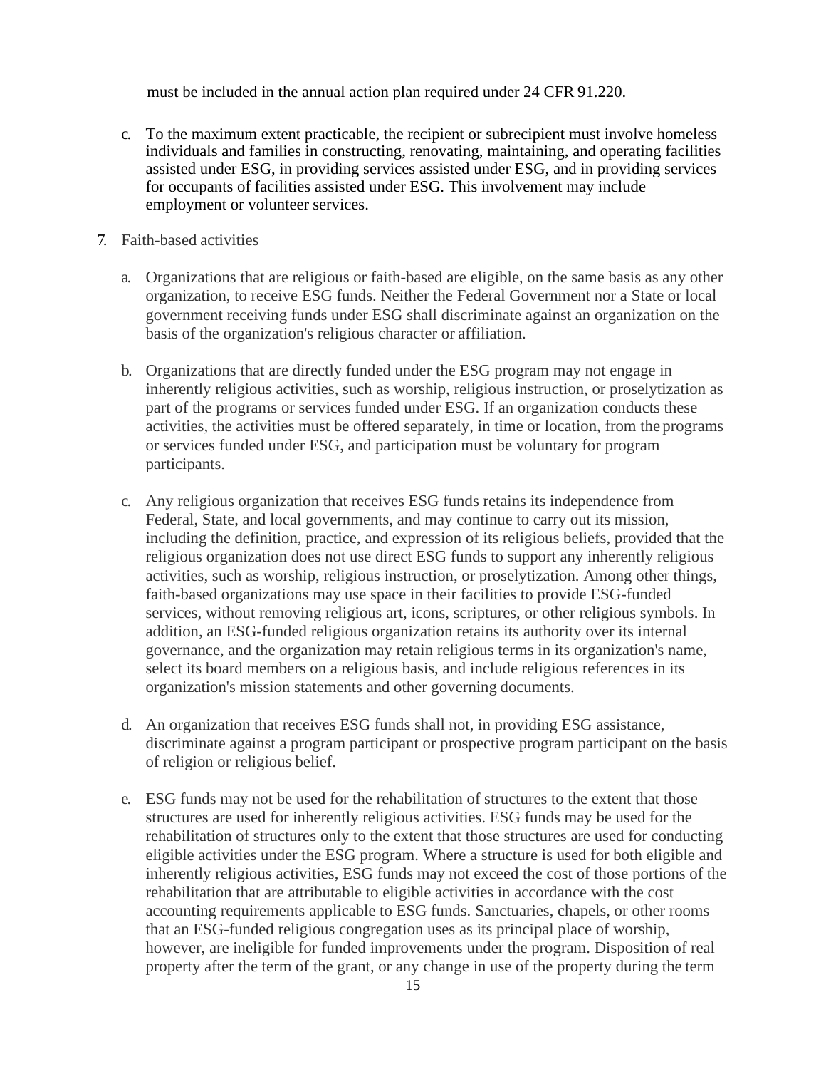must be included in the annual action plan required under 24 CFR 91.220.

c. To the maximum extent practicable, the recipient or subrecipient must involve homeless individuals and families in constructing, renovating, maintaining, and operating facilities assisted under ESG, in providing services assisted under ESG, and in providing services for occupants of facilities assisted under ESG. This involvement may include employment or volunteer services.

7. Faith-based activities

   a. Organizations that are religious or faith-based are eligible, on the same basis as any other organization, to receive ESG funds. Neither the Federal Government nor a State or local government receiving funds under ESG shall discriminate against an organization on the basis of the organization's religious character or affiliation.

   b. Organizations that are directly funded under the ESG program may not engage in inherently religious activities, such as worship, religious instruction, or proselytization as part of the programs or services funded under ESG. If an organization conducts these activities, the activities must be offered separately, in time or location, from the programs or services funded under ESG, and participation must be voluntary for program participants.

   c. Any religious organization that receives ESG funds retains its independence from Federal, State, and local governments, and may continue to carry out its mission, including the definition, practice, and expression of its religious beliefs, provided that the religious organization does not use direct ESG funds to support any inherently religious activities, such as worship, religious instruction, or proselytization. Among other things, faith-based organizations may use space in their facilities to provide ESG-funded services, without removing religious art, icons, scriptures, or other religious symbols. In addition, an ESG-funded religious organization retains its authority over its internal governance, and the organization may retain religious terms in its organization's name, select its board members on a religious basis, and include religious references in its organization's mission statements and other governing documents.

   d. An organization that receives ESG funds shall not, in providing ESG assistance, discriminate against a program participant or prospective program participant on the basis of religion or religious belief.

   e. ESG funds may not be used for the rehabilitation of structures to the extent that those structures are used for inherently religious activities. ESG funds may be used for the rehabilitation of structures only to the extent that those structures are used for conducting eligible activities under the ESG program. Where a structure is used for both eligible and inherently religious activities, ESG funds may not exceed the cost of those portions of the rehabilitation that are attributable to eligible activities in accordance with the cost accounting requirements applicable to ESG funds. Sanctuaries, chapels, or other rooms that an ESG-funded religious congregation uses as its principal place of worship, however, are ineligible for funded improvements under the program. Disposition of real property after the term of the grant, or any change in use of the property during the term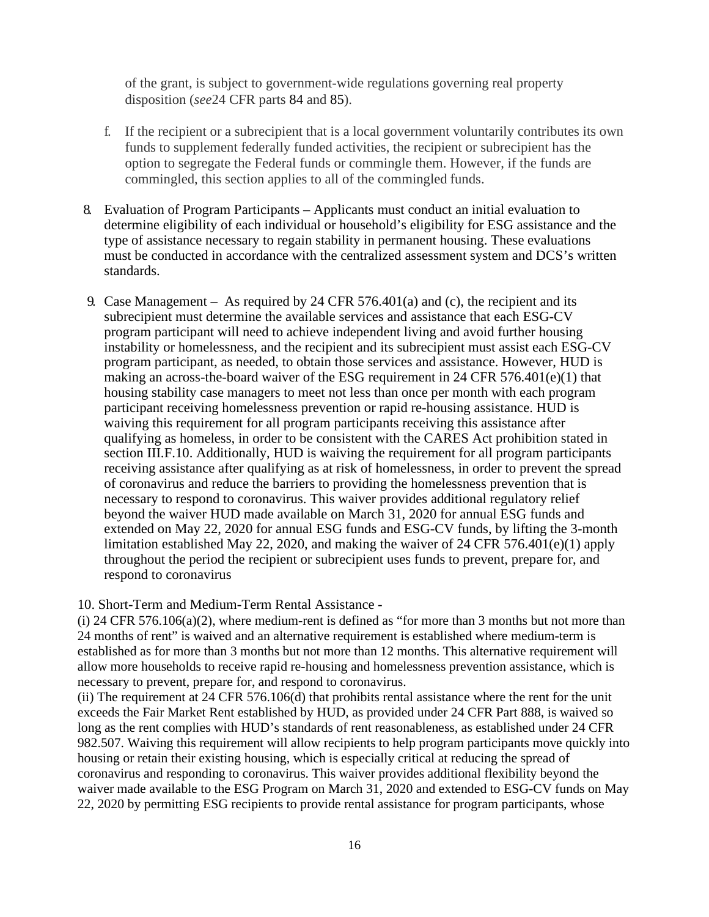of the grant, is subject to government-wide regulations governing real property disposition (*see* 24 CFR parts 84 and 85).

f. If the recipient or a subrecipient that is a local government voluntarily contributes its own funds to supplement federally funded activities, the recipient or subrecipient has the option to segregate the Federal funds or commingle them. However, if the funds are commingled, this section applies to all of the commingled funds.

8. Evaluation of Program Participants – Applicants must conduct an initial evaluation to determine eligibility of each individual or household's eligibility for ESG assistance and the type of assistance necessary to regain stability in permanent housing. These evaluations must be conducted in accordance with the centralized assessment system and DCS's written standards.

9. Case Management – As required by 24 CFR 576.401(a) and (c), the recipient and its subrecipient must determine the available services and assistance that each ESG-CV program participant will need to achieve independent living and avoid further housing instability or homelessness, and the recipient and its subrecipient must assist each ESG-CV program participant, as needed, to obtain those services and assistance. However, HUD is making an across-the-board waiver of the ESG requirement in 24 CFR 576.401(e)(1) that housing stability case managers to meet not less than once per month with each program participant receiving homelessness prevention or rapid re-housing assistance. HUD is waiving this requirement for all program participants receiving this assistance after qualifying as homeless, in order to be consistent with the CARES Act prohibition stated in section III.F.10. Additionally, HUD is waiving the requirement for all program participants receiving assistance after qualifying as at risk of homelessness, in order to prevent the spread of coronavirus and reduce the barriers to providing the homelessness prevention that is necessary to respond to coronavirus. This waiver provides additional regulatory relief beyond the waiver HUD made available on March 31, 2020 for annual ESG funds and extended on May 22, 2020 for annual ESG funds and ESG-CV funds, by lifting the 3-month limitation established May 22, 2020, and making the waiver of 24 CFR 576.401(e)(1) apply throughout the period the recipient or subrecipient uses funds to prevent, prepare for, and respond to coronavirus

10. Short-Term and Medium-Term Rental Assistance -

(i) 24 CFR 576.106(a)(2), where medium-rent is defined as "for more than 3 months but not more than 24 months of rent" is waived and an alternative requirement is established where medium-term is established as for more than 3 months but not more than 12 months. This alternative requirement will allow more households to receive rapid re-housing and homelessness prevention assistance, which is necessary to prevent, prepare for, and respond to coronavirus.

(ii) The requirement at 24 CFR 576.106(d) that prohibits rental assistance where the rent for the unit exceeds the Fair Market Rent established by HUD, as provided under 24 CFR Part 888, is waived so long as the rent complies with HUD's standards of rent reasonableness, as established under 24 CFR 982.507. Waiving this requirement will allow recipients to help program participants move quickly into housing or retain their existing housing, which is especially critical at reducing the spread of coronavirus and responding to coronavirus. This waiver provides additional flexibility beyond the waiver made available to the ESG Program on March 31, 2020 and extended to ESG-CV funds on May 22, 2020 by permitting ESG recipients to provide rental assistance for program participants, whose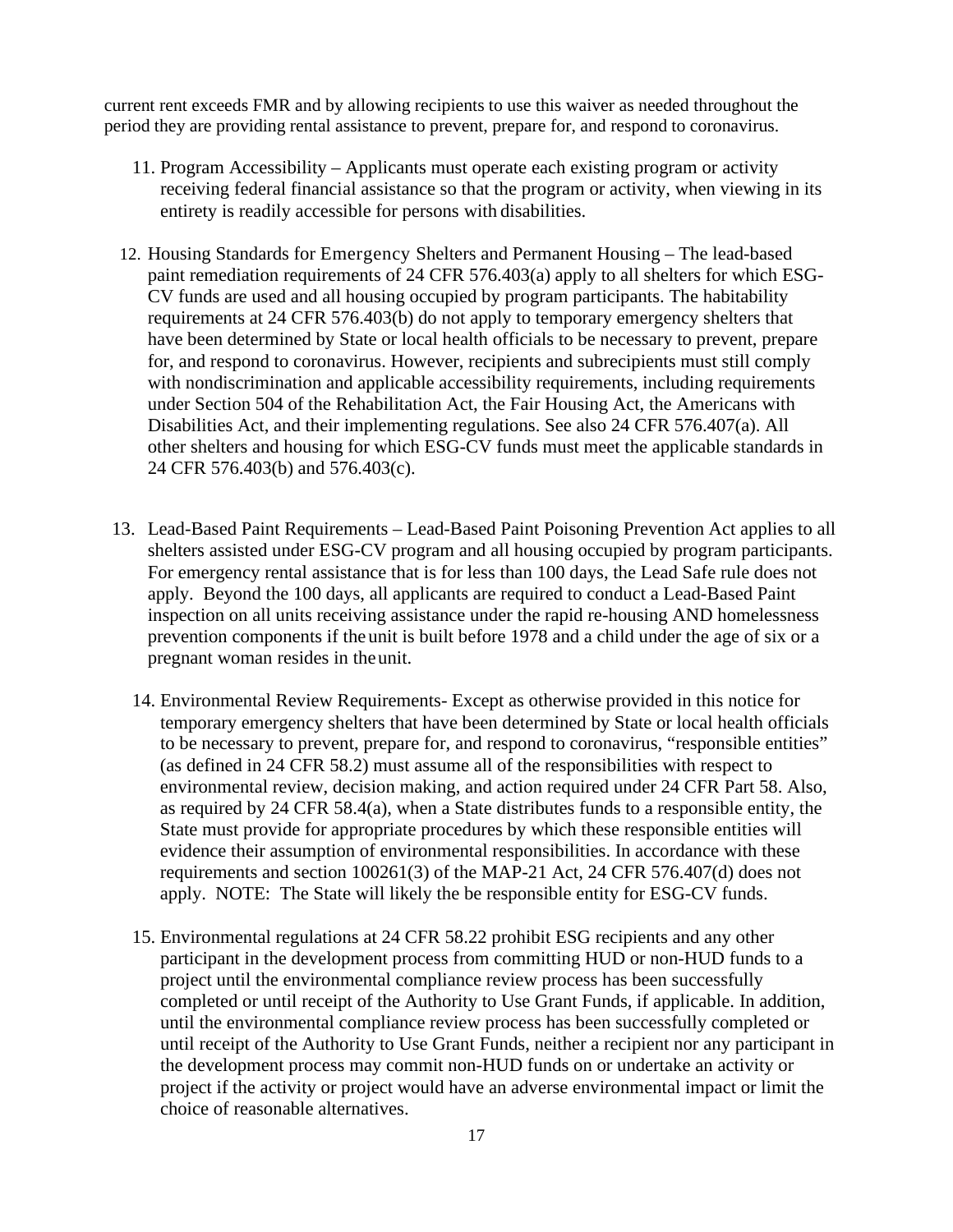current rent exceeds FMR and by allowing recipients to use this waiver as needed throughout the period they are providing rental assistance to prevent, prepare for, and respond to coronavirus.

11. Program Accessibility – Applicants must operate each existing program or activity receiving federal financial assistance so that the program or activity, when viewing in its entirety is readily accessible for persons with disabilities.

12. Housing Standards for Emergency Shelters and Permanent Housing – The lead-based paint remediation requirements of 24 CFR 576.403(a) apply to all shelters for which ESG-CV funds are used and all housing occupied by program participants. The habitability requirements at 24 CFR 576.403(b) do not apply to temporary emergency shelters that have been determined by State or local health officials to be necessary to prevent, prepare for, and respond to coronavirus. However, recipients and subrecipients must still comply with nondiscrimination and applicable accessibility requirements, including requirements under Section 504 of the Rehabilitation Act, the Fair Housing Act, the Americans with Disabilities Act, and their implementing regulations. See also 24 CFR 576.407(a). All other shelters and housing for which ESG-CV funds must meet the applicable standards in 24 CFR 576.403(b) and 576.403(c).

13. Lead-Based Paint Requirements – Lead-Based Paint Poisoning Prevention Act applies to all shelters assisted under ESG-CV program and all housing occupied by program participants. For emergency rental assistance that is for less than 100 days, the Lead Safe rule does not apply. Beyond the 100 days, all applicants are required to conduct a Lead-Based Paint inspection on all units receiving assistance under the rapid re-housing AND homelessness prevention components if the unit is built before 1978 and a child under the age of six or a pregnant woman resides in the unit.

14. Environmental Review Requirements- Except as otherwise provided in this notice for temporary emergency shelters that have been determined by State or local health officials to be necessary to prevent, prepare for, and respond to coronavirus, "responsible entities" (as defined in 24 CFR 58.2) must assume all of the responsibilities with respect to environmental review, decision making, and action required under 24 CFR Part 58. Also, as required by 24 CFR 58.4(a), when a State distributes funds to a responsible entity, the State must provide for appropriate procedures by which these responsible entities will evidence their assumption of environmental responsibilities. In accordance with these requirements and section 100261(3) of the MAP-21 Act, 24 CFR 576.407(d) does not apply. NOTE: The State will likely the be responsible entity for ESG-CV funds.

15. Environmental regulations at 24 CFR 58.22 prohibit ESG recipients and any other participant in the development process from committing HUD or non-HUD funds to a project until the environmental compliance review process has been successfully completed or until receipt of the Authority to Use Grant Funds, if applicable. In addition, until the environmental compliance review process has been successfully completed or until receipt of the Authority to Use Grant Funds, neither a recipient nor any participant in the development process may commit non-HUD funds on or undertake an activity or project if the activity or project would have an adverse environmental impact or limit the choice of reasonable alternatives.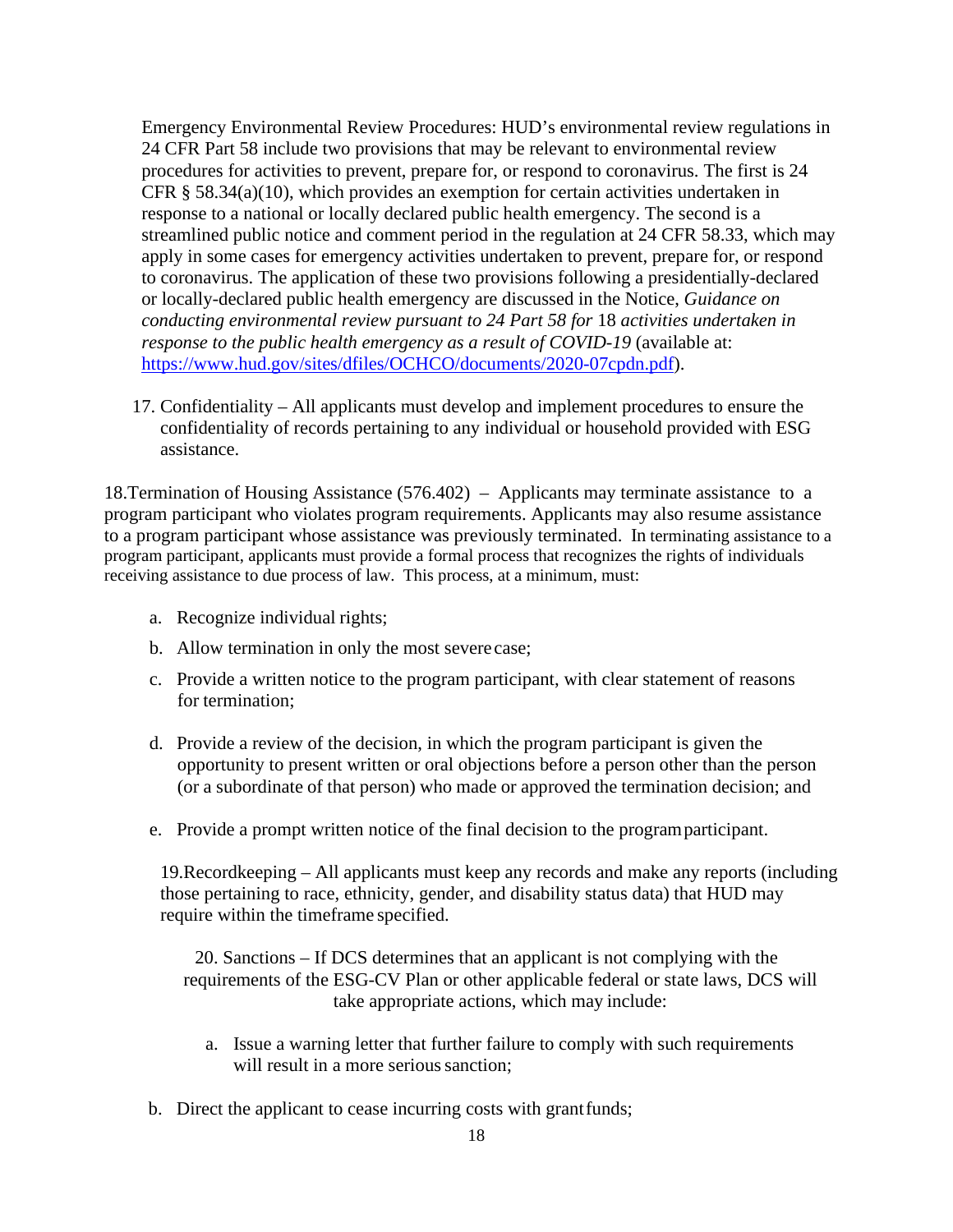Emergency Environmental Review Procedures: HUD's environmental review regulations in 24 CFR Part 58 include two provisions that may be relevant to environmental review procedures for activities to prevent, prepare for, or respond to coronavirus. The first is 24 CFR § 58.34(a)(10), which provides an exemption for certain activities undertaken in response to a national or locally declared public health emergency. The second is a streamlined public notice and comment period in the regulation at 24 CFR 58.33, which may apply in some cases for emergency activities undertaken to prevent, prepare for, or respond to coronavirus. The application of these two provisions following a presidentially-declared or locally-declared public health emergency are discussed in the Notice, *Guidance on conducting environmental review pursuant to 24 Part 58 for* 18 *activities undertaken in response to the public health emergency as a result of COVID-19* (available at: [https://www.hud.gov/sites/dfiles/OCHCO/documents/2020-07cpdn.pdf](https://www.hud.gov/sites/dfiles/OCHCO/documents/2020-07cpdn.pdf)).

17. Confidentiality – All applicants must develop and implement procedures to ensure the confidentiality of records pertaining to any individual or household provided with ESG assistance.

18. Termination of Housing Assistance (576.402) – Applicants may terminate assistance to a program participant who violates program requirements. Applicants may also resume assistance to a program participant whose assistance was previously terminated. In terminating assistance to a program participant, applicants must provide a formal process that recognizes the rights of individuals receiving assistance to due process of law. This process, at a minimum, must:

   a. Recognize individual rights;
   b. Allow termination in only the most severe case;
   c. Provide a written notice to the program participant, with clear statement of reasons for termination;
   d. Provide a review of the decision, in which the program participant is given the opportunity to present written or oral objections before a person other than the person (or a subordinate of that person) who made or approved the termination decision; and
   e. Provide a prompt written notice of the final decision to the program participant.

19. Recordkeeping – All applicants must keep any records and make any reports (including those pertaining to race, ethnicity, gender, and disability status data) that HUD may require within the timeframe specified.

20. Sanctions – If DCS determines that an applicant is not complying with the requirements of the ESG-CV Plan or other applicable federal or state laws, DCS will take appropriate actions, which may include:

   a. Issue a warning letter that further failure to comply with such requirements will result in a more serious sanction;
   b. Direct the applicant to cease incurring costs with grant funds;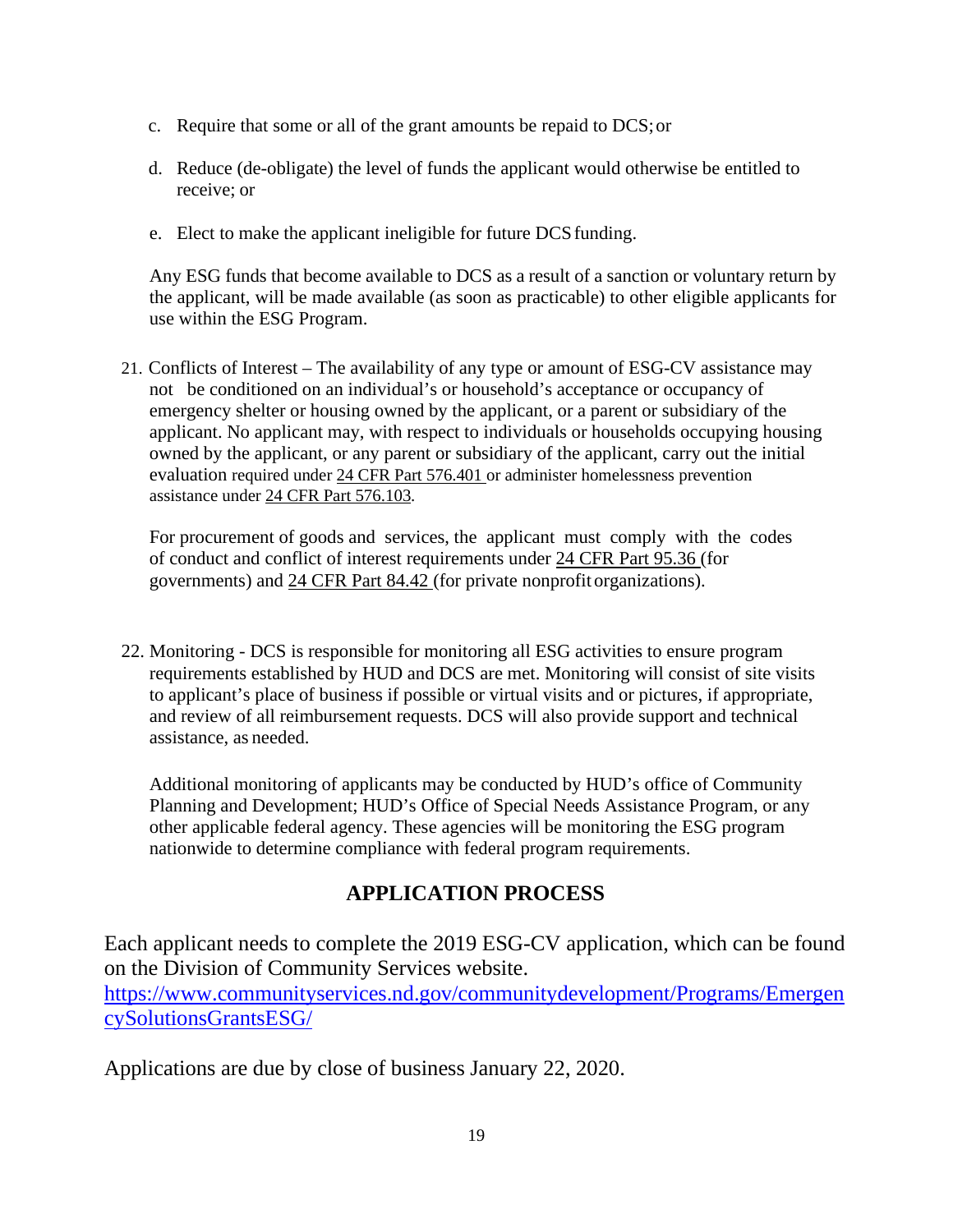c. Require that some or all of the grant amounts be repaid to DCS; or

d. Reduce (de-obligate) the level of funds the applicant would otherwise be entitled to receive; or

e. Elect to make the applicant ineligible for future DCS funding.

Any ESG funds that become available to DCS as a result of a sanction or voluntary return by the applicant, will be made available (as soon as practicable) to other eligible applicants for use within the ESG Program.

21. Conflicts of Interest – The availability of any type or amount of ESG-CV assistance may not be conditioned on an individual's or household's acceptance or occupancy of emergency shelter or housing owned by the applicant, or a parent or subsidiary of the applicant. No applicant may, with respect to individuals or households occupying housing owned by the applicant, or any parent or subsidiary of the applicant, carry out the initial evaluation required under 24 CFR Part 576.401 or administer homelessness prevention assistance under 24 CFR Part 576.103.

    For procurement of goods and services, the applicant must comply with the codes of conduct and conflict of interest requirements under 24 CFR Part 95.36 (for governments) and 24 CFR Part 84.42 (for private nonprofit organizations).

22. Monitoring - DCS is responsible for monitoring all ESG activities to ensure program requirements established by HUD and DCS are met. Monitoring will consist of site visits to applicant's place of business if possible or virtual visits and or pictures, if appropriate, and review of all reimbursement requests. DCS will also provide support and technical assistance, as needed.

    Additional monitoring of applicants may be conducted by HUD's office of Community Planning and Development; HUD's Office of Special Needs Assistance Program, or any other applicable federal agency. These agencies will be monitoring the ESG program nationwide to determine compliance with federal program requirements.

## APPLICATION PROCESS

Each applicant needs to complete the 2019 ESG-CV application, which can be found on the Division of Community Services website.
https://www.communityservices.nd.gov/communitydevelopment/Programs/EmergencySolutionsGrantsESG/

Applications are due by close of business January 22, 2020.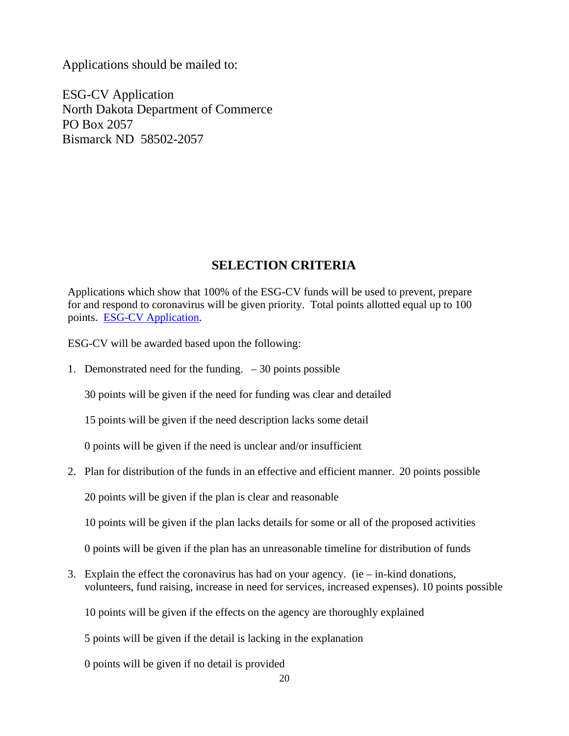Applications should be mailed to:

ESG-CV Application
North Dakota Department of Commerce
PO Box 2057
Bismarck ND 58502-2057

## SELECTION CRITERIA

Applications which show that 100% of the ESG-CV funds will be used to prevent, prepare for and respond to coronavirus will be given priority. Total points allotted equal up to 100 points. [ESG-CV Application](#).

ESG-CV will be awarded based upon the following:

1. Demonstrated need for the funding. – 30 points possible

   30 points will be given if the need for funding was clear and detailed

   15 points will be given if the need description lacks some detail

   0 points will be given if the need is unclear and/or insufficient

2. Plan for distribution of the funds in an effective and efficient manner. 20 points possible

   20 points will be given if the plan is clear and reasonable

   10 points will be given if the plan lacks details for some or all of the proposed activities

   0 points will be given if the plan has an unreasonable timeline for distribution of funds

3. Explain the effect the coronavirus has had on your agency. (ie – in-kind donations, volunteers, fund raising, increase in need for services, increased expenses). 10 points possible

   10 points will be given if the effects on the agency are thoroughly explained

   5 points will be given if the detail is lacking in the explanation

   0 points will be given if no detail is provided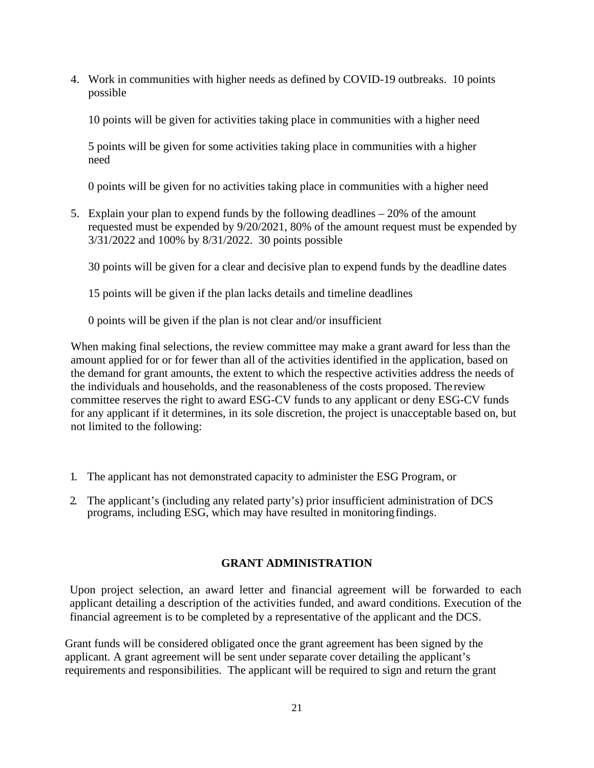4. Work in communities with higher needs as defined by COVID-19 outbreaks. 10 points possible

   10 points will be given for activities taking place in communities with a higher need

   5 points will be given for some activities taking place in communities with a higher need

   0 points will be given for no activities taking place in communities with a higher need

5. Explain your plan to expend funds by the following deadlines – 20% of the amount requested must be expended by 9/20/2021, 80% of the amount request must be expended by 3/31/2022 and 100% by 8/31/2022. 30 points possible

   30 points will be given for a clear and decisive plan to expend funds by the deadline dates

   15 points will be given if the plan lacks details and timeline deadlines

   0 points will be given if the plan is not clear and/or insufficient

When making final selections, the review committee may make a grant award for less than the amount applied for or for fewer than all of the activities identified in the application, based on the demand for grant amounts, the extent to which the respective activities address the needs of the individuals and households, and the reasonableness of the costs proposed. The review committee reserves the right to award ESG-CV funds to any applicant or deny ESG-CV funds for any applicant if it determines, in its sole discretion, the project is unacceptable based on, but not limited to the following:

1. The applicant has not demonstrated capacity to administer the ESG Program, or
2. The applicant's (including any related party's) prior insufficient administration of DCS programs, including ESG, which may have resulted in monitoring findings.

## GRANT ADMINISTRATION

Upon project selection, an award letter and financial agreement will be forwarded to each applicant detailing a description of the activities funded, and award conditions. Execution of the financial agreement is to be completed by a representative of the applicant and the DCS.

Grant funds will be considered obligated once the grant agreement has been signed by the applicant. A grant agreement will be sent under separate cover detailing the applicant's requirements and responsibilities. The applicant will be required to sign and return the grant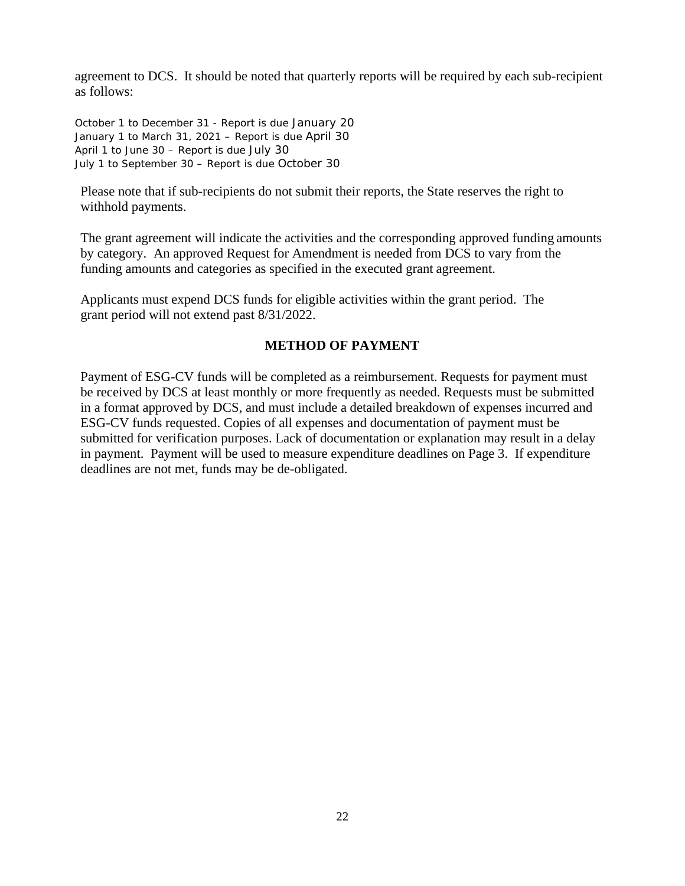agreement to DCS. It should be noted that quarterly reports will be required by each sub-recipient as follows:

October 1 to December 31 - Report is due January 20
January 1 to March 31, 2021 – Report is due April 30
April 1 to June 30 – Report is due July 30
July 1 to September 30 – Report is due October 30

Please note that if sub-recipients do not submit their reports, the State reserves the right to withhold payments.

The grant agreement will indicate the activities and the corresponding approved funding amounts by category. An approved Request for Amendment is needed from DCS to vary from the funding amounts and categories as specified in the executed grant agreement.

Applicants must expend DCS funds for eligible activities within the grant period. The grant period will not extend past 8/31/2022.

## METHOD OF PAYMENT

Payment of ESG-CV funds will be completed as a reimbursement. Requests for payment must be received by DCS at least monthly or more frequently as needed. Requests must be submitted in a format approved by DCS, and must include a detailed breakdown of expenses incurred and ESG-CV funds requested. Copies of all expenses and documentation of payment must be submitted for verification purposes. Lack of documentation or explanation may result in a delay in payment. Payment will be used to measure expenditure deadlines on Page 3. If expenditure deadlines are not met, funds may be de-obligated.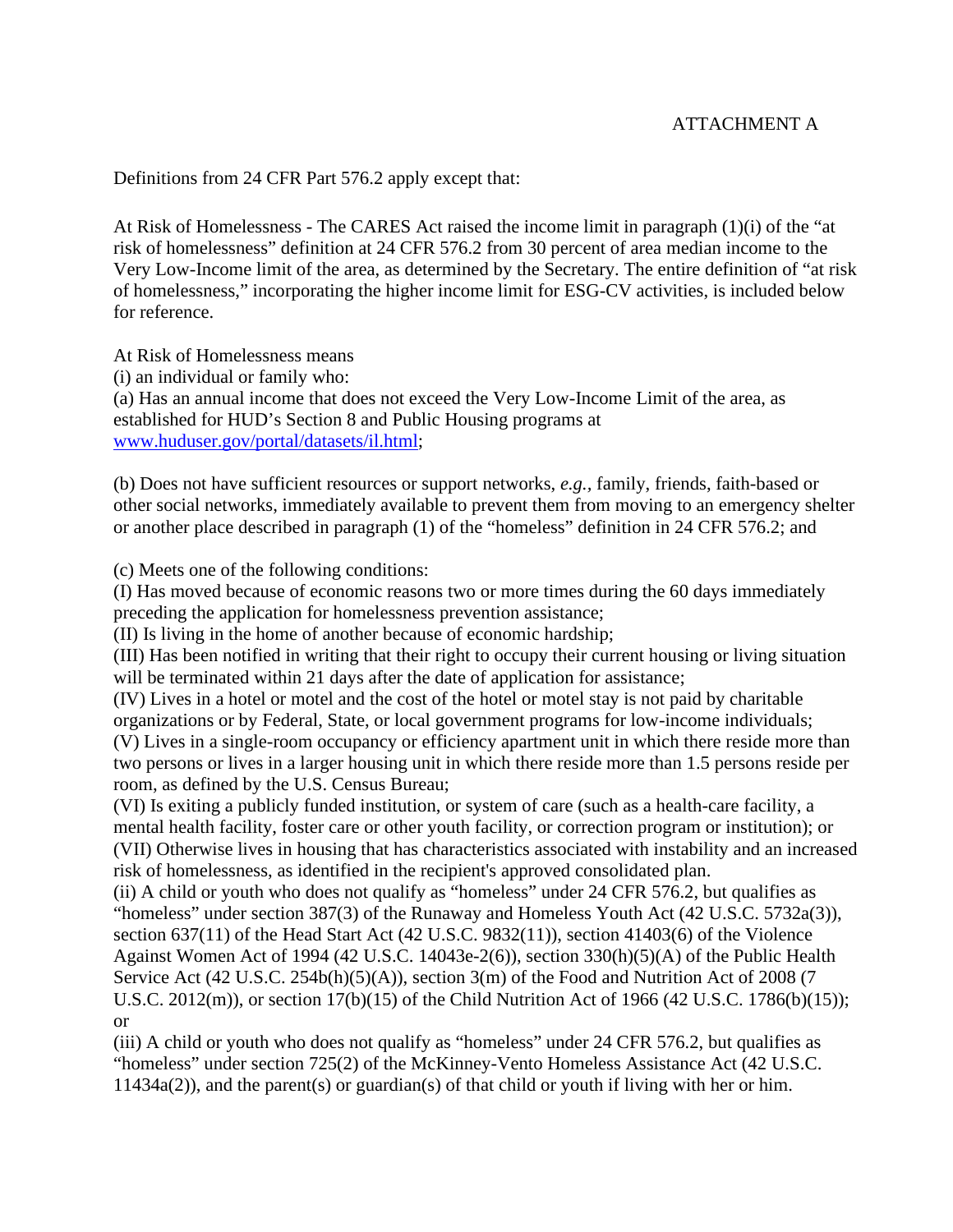ATTACHMENT A

Definitions from 24 CFR Part 576.2 apply except that:

At Risk of Homelessness - The CARES Act raised the income limit in paragraph (1)(i) of the "at risk of homelessness" definition at 24 CFR 576.2 from 30 percent of area median income to the Very Low-Income limit of the area, as determined by the Secretary. The entire definition of "at risk of homelessness," incorporating the higher income limit for ESG-CV activities, is included below for reference.

At Risk of Homelessness means
(i) an individual or family who:
(a) Has an annual income that does not exceed the Very Low-Income Limit of the area, as established for HUD's Section 8 and Public Housing programs at [www.huduser.gov/portal/datasets/il.html](www.huduser.gov/portal/datasets/il.html);

(b) Does not have sufficient resources or support networks, *e.g.*, family, friends, faith-based or other social networks, immediately available to prevent them from moving to an emergency shelter or another place described in paragraph (1) of the "homeless" definition in 24 CFR 576.2; and

(c) Meets one of the following conditions:
(I) Has moved because of economic reasons two or more times during the 60 days immediately preceding the application for homelessness prevention assistance;
(II) Is living in the home of another because of economic hardship;
(III) Has been notified in writing that their right to occupy their current housing or living situation will be terminated within 21 days after the date of application for assistance;
(IV) Lives in a hotel or motel and the cost of the hotel or motel stay is not paid by charitable organizations or by Federal, State, or local government programs for low-income individuals;
(V) Lives in a single-room occupancy or efficiency apartment unit in which there reside more than two persons or lives in a larger housing unit in which there reside more than 1.5 persons reside per room, as defined by the U.S. Census Bureau;
(VI) Is exiting a publicly funded institution, or system of care (such as a health-care facility, a mental health facility, foster care or other youth facility, or correction program or institution); or
(VII) Otherwise lives in housing that has characteristics associated with instability and an increased risk of homelessness, as identified in the recipient's approved consolidated plan.
(ii) A child or youth who does not qualify as "homeless" under 24 CFR 576.2, but qualifies as "homeless" under section 387(3) of the Runaway and Homeless Youth Act (42 U.S.C. 5732a(3)), section 637(11) of the Head Start Act (42 U.S.C. 9832(11)), section 41403(6) of the Violence Against Women Act of 1994 (42 U.S.C. 14043e-2(6)), section 330(h)(5)(A) of the Public Health Service Act (42 U.S.C. 254b(h)(5)(A)), section 3(m) of the Food and Nutrition Act of 2008 (7 U.S.C. 2012(m)), or section 17(b)(15) of the Child Nutrition Act of 1966 (42 U.S.C. 1786(b)(15)); or
(iii) A child or youth who does not qualify as "homeless" under 24 CFR 576.2, but qualifies as "homeless" under section 725(2) of the McKinney-Vento Homeless Assistance Act (42 U.S.C. 11434a(2)), and the parent(s) or guardian(s) of that child or youth if living with her or him.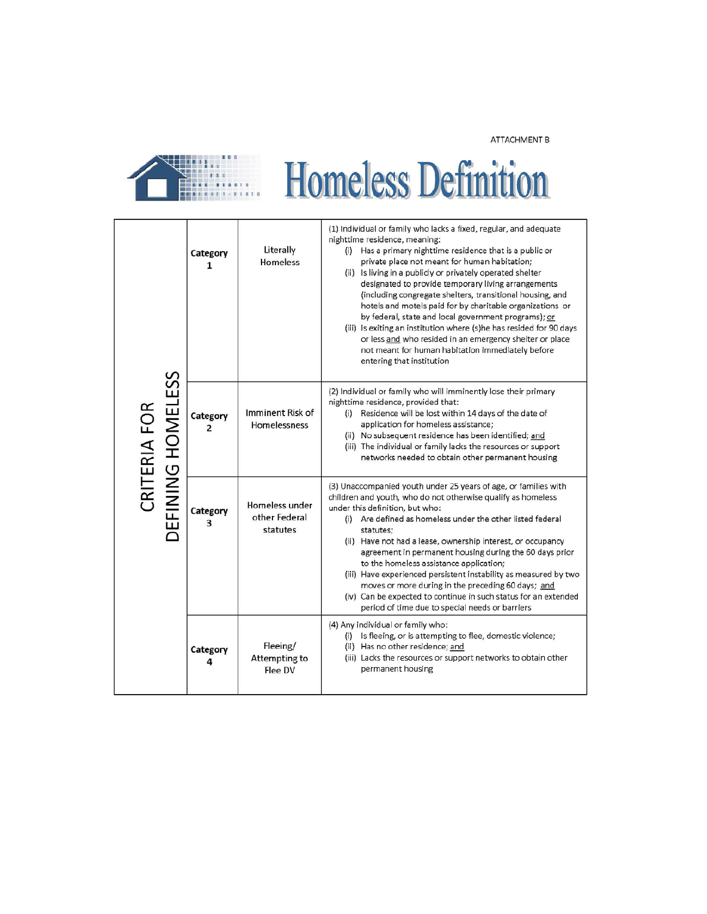ATTACHMENT B

# Homeless Definition

| CRITERIA FOR DEFINING HOMELESS | | | |
|---|---|---|---|
| | **Category 1** | Literally Homeless | (1) Individual or family who lacks a fixed, regular, and adequate nighttime residence, meaning:<br>(i) Has a primary nighttime residence that is a public or private place not meant for human habitation;<br>(ii) Is living in a publicly or privately operated shelter designated to provide temporary living arrangements (including congregate shelters, transitional housing, and hotels and motels paid for by charitable organizations or by federal, state and local government programs); <u>or</u><br>(iii) Is exiting an institution where (s)he has resided for 90 days or less <u>and</u> who resided in an emergency shelter or place not meant for human habitation immediately before entering that institution |
| | **Category 2** | Imminent Risk of Homelessness | (2) Individual or family who will imminently lose their primary nighttime residence, provided that:<br>(i) Residence will be lost within 14 days of the date of application for homeless assistance;<br>(ii) No subsequent residence has been identified; <u>and</u><br>(iii) The individual or family lacks the resources or support networks needed to obtain other permanent housing |
| | **Category 3** | Homeless under other Federal statutes | (3) Unaccompanied youth under 25 years of age, or families with children and youth, who do not otherwise qualify as homeless under this definition, but who:<br>(i) Are defined as homeless under the other listed federal statutes;<br>(ii) Have not had a lease, ownership interest, or occupancy agreement in permanent housing during the 60 days prior to the homeless assistance application;<br>(iii) Have experienced persistent instability as measured by two moves or more during in the preceding 60 days; <u>and</u><br>(iv) Can be expected to continue in such status for an extended period of time due to special needs or barriers |
| | **Category 4** | Fleeing/ Attempting to Flee DV | (4) Any individual or family who:<br>(i) Is fleeing, or is attempting to flee, domestic violence;<br>(ii) Has no other residence; <u>and</u><br>(iii) Lacks the resources or support networks to obtain other permanent housing |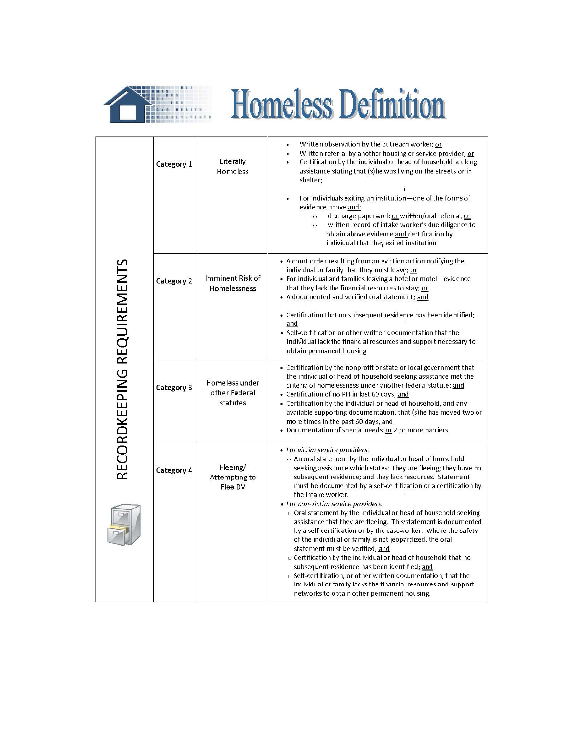# Homeless Definition

| RECORDKEEPING REQUIREMENTS | | | |
|---|---|---|---|
| | Category 1 | Literally Homeless | • Written observation by the outreach worker; or<br>• Written referral by another housing or service provider; or<br>• Certification by the individual or head of household seeking assistance stating that (s)he was living on the streets or in shelter;<br><br>• For individuals exiting an institution—one of the forms of evidence above and:<br>  o discharge paperwork or written/oral referral, or<br>  o written record of intake worker's due diligence to obtain above evidence and certification by individual that they exited institution |
| | Category 2 | Imminent Risk of Homelessness | • A court order resulting from an eviction action notifying the individual or family that they must leave; or<br>• For individual and families leaving a hotel or motel—evidence that they lack the financial resources to stay; or<br>• A documented and verified oral statement; and<br><br>• Certification that no subsequent residence has been identified; and<br>• Self-certification or other written documentation that the individual lack the financial resources and support necessary to obtain permanent housing |
| | Category 3 | Homeless under other Federal statutes | • Certification by the nonprofit or state or local government that the individual or head of household seeking assistance met the criteria of homelessness under another federal statute; and<br>• Certification of no PH in last 60 days; and<br>• Certification by the individual or head of household, and any available supporting documentation, that (s)he has moved two or more times in the past 60 days; and<br>• Documentation of special needs or 2 or more barriers |
| | Category 4 | Fleeing/ Attempting to Flee DV | • *For victim service providers:*<br>  o An oral statement by the individual or head of household seeking assistance which states: they are fleeing; they have no subsequent residence; and they lack resources. Statement must be documented by a self-certification or a certification by the intake worker.<br>• *For non-victim service providers:*<br>  o Oral statement by the individual or head of household seeking assistance that they are fleeing. Thisstatement is documented by a self-certification or by the caseworker. Where the safety of the individual or family is not jeopardized, the oral statement must be verified; and<br>  o Certification by the individual or head of household that no subsequent residence has been identified; and<br>  o Self-certification, or other written documentation, that the individual or family lacks the financial resources and support networks to obtain other permanent housing. |